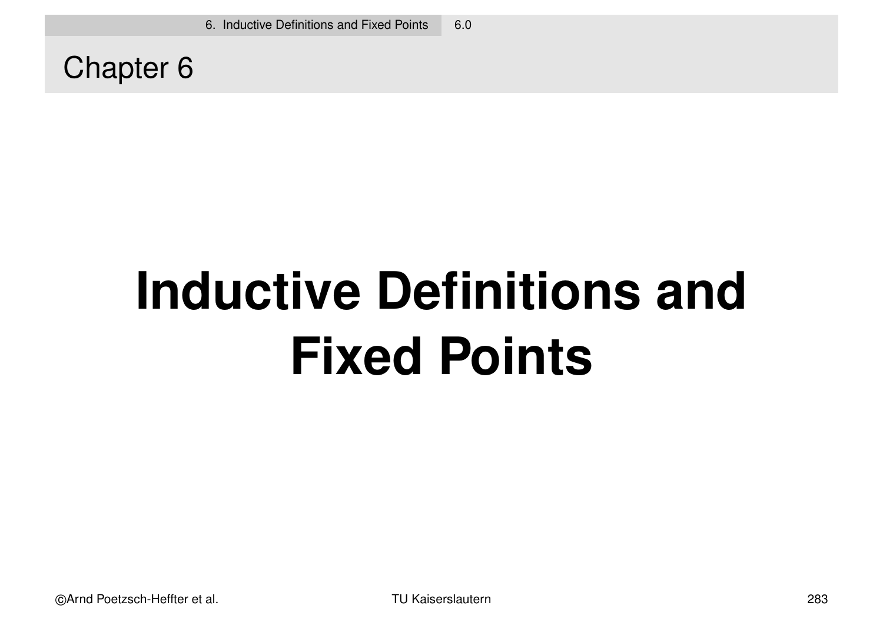## Chapter 6

# Inductive Definitions and Fixed Points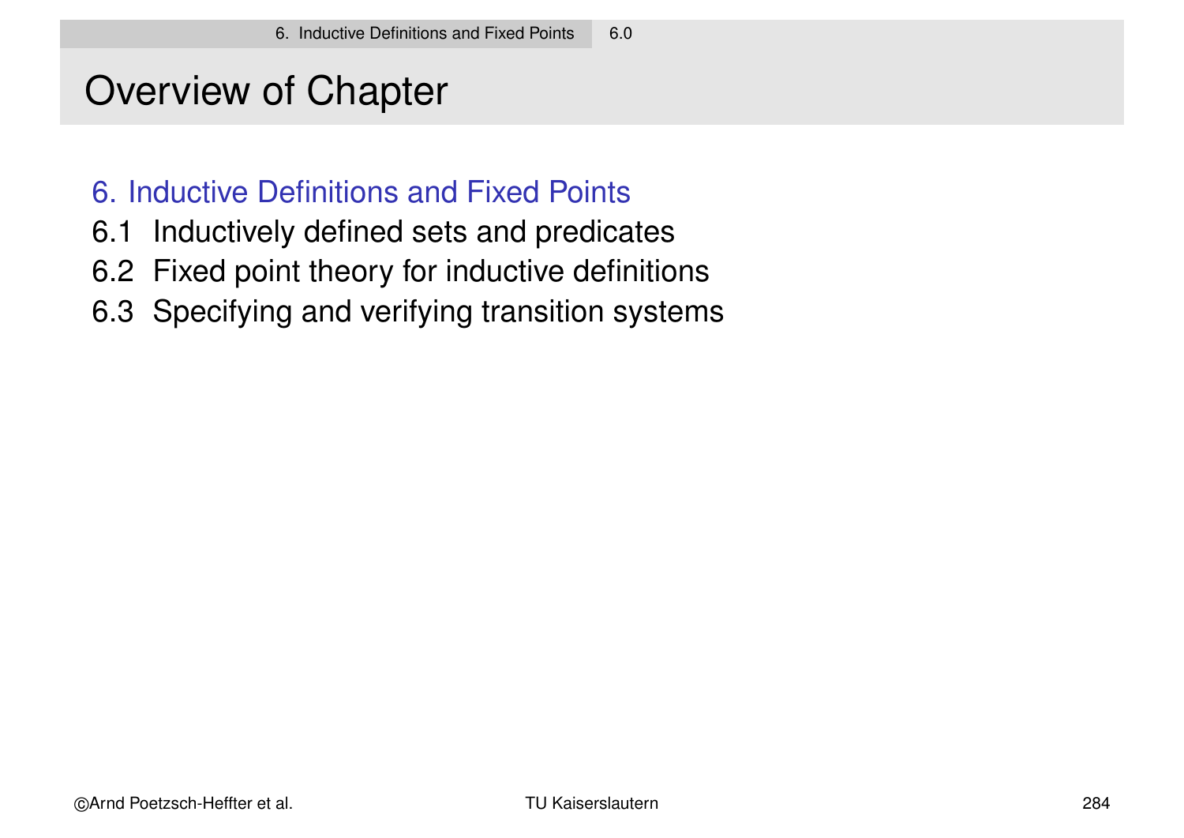# Overview of Chapter

6. Inductive Definitions and Fixed Points

6.1 Inductively defined sets and predicates

6.2 Fixed point theory for inductive definitions

6.3 Specifying and verifying transition systems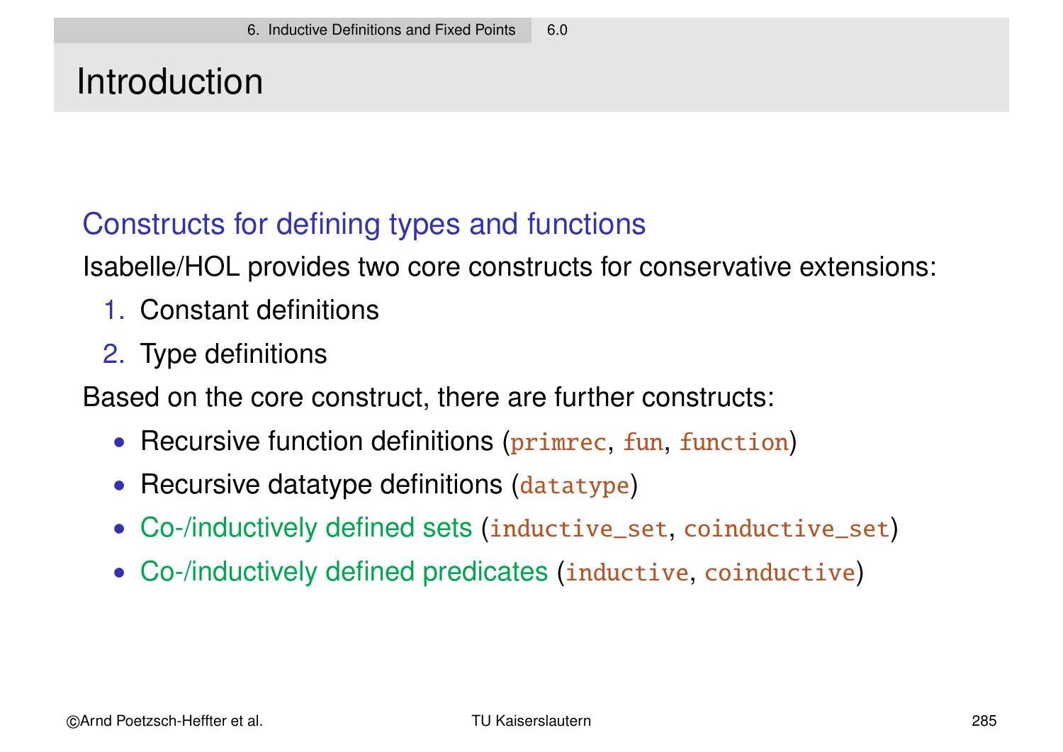# Introduction

## Constructs for defining types and functions

Isabelle/HOL provides two core constructs for conservative extensions:

1. Constant definitions
2. Type definitions

Based on the core construct, there are further constructs:

- Recursive function definitions (`primrec`, `fun`, `function`)
- Recursive datatype definitions (`datatype`)
- Co-/inductively defined sets (`inductive_set`, `coinductive_set`)
- Co-/inductively defined predicates (`inductive`, `coinductive`)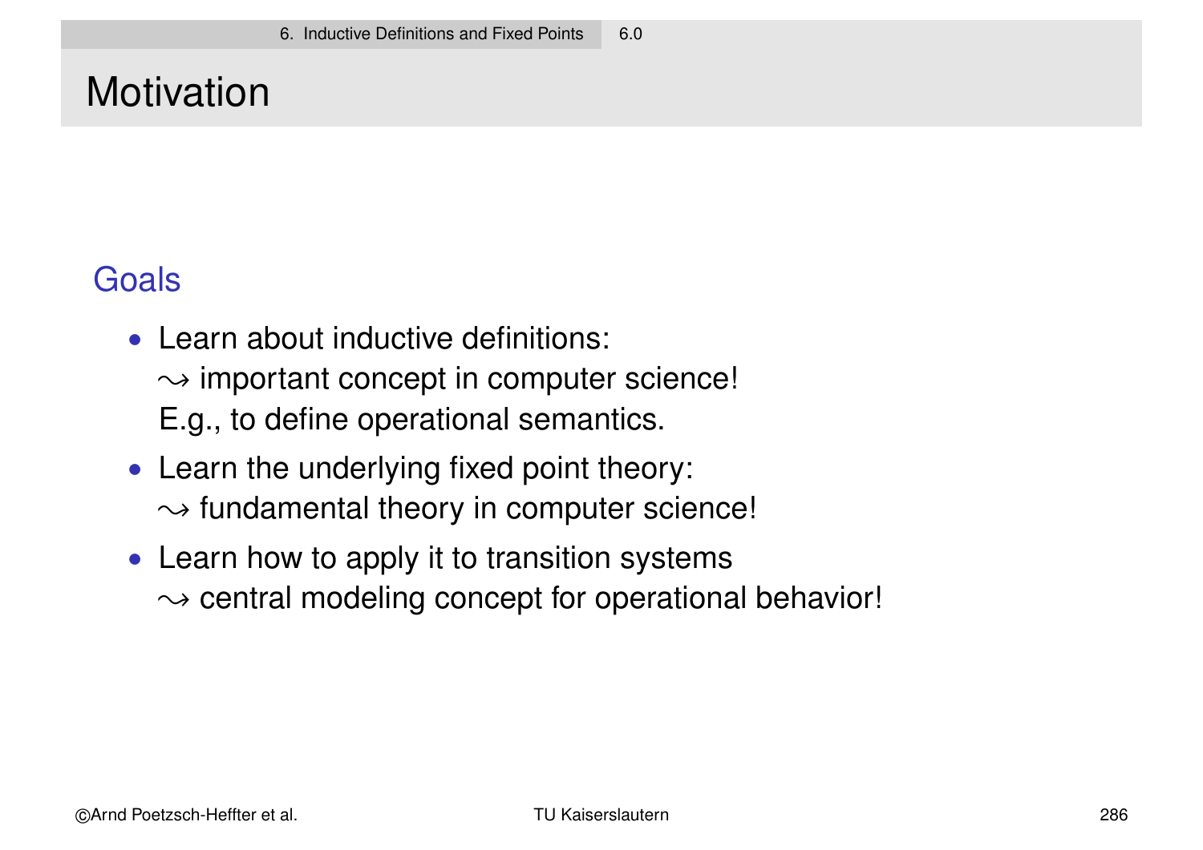# Motivation

## Goals

- Learn about inductive definitions:
  $\rightsquigarrow$ important concept in computer science!
  E.g., to define operational semantics.
- Learn the underlying fixed point theory:
  $\rightsquigarrow$ fundamental theory in computer science!
- Learn how to apply it to transition systems
  $\rightsquigarrow$ central modeling concept for operational behavior!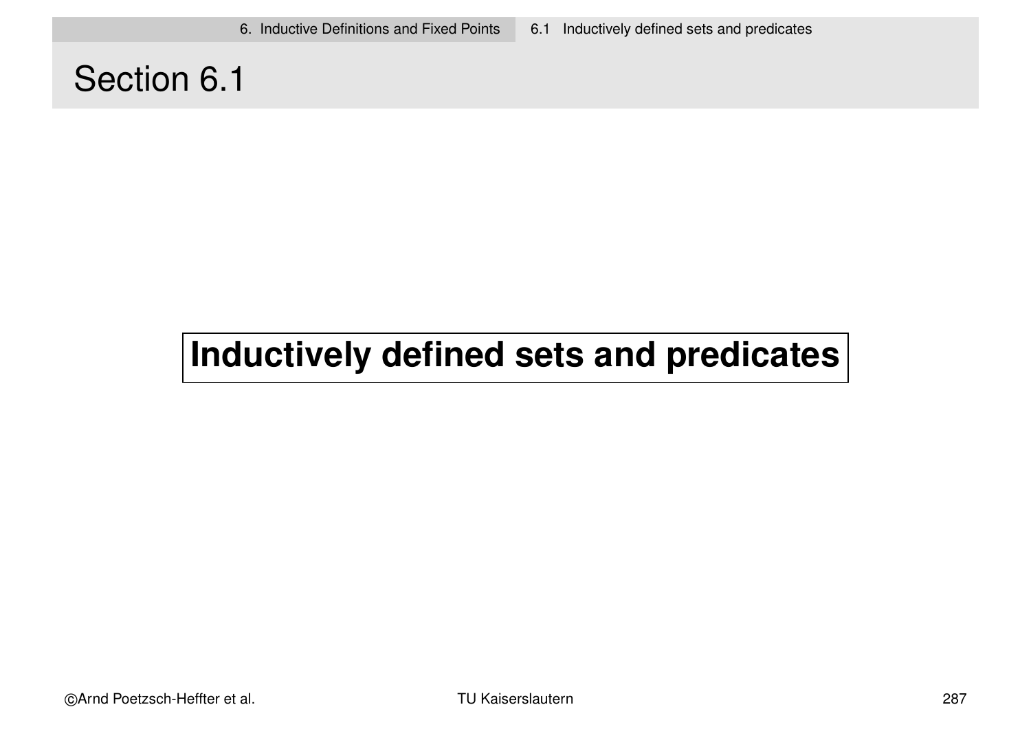# Section 6.1

## Inductively defined sets and predicates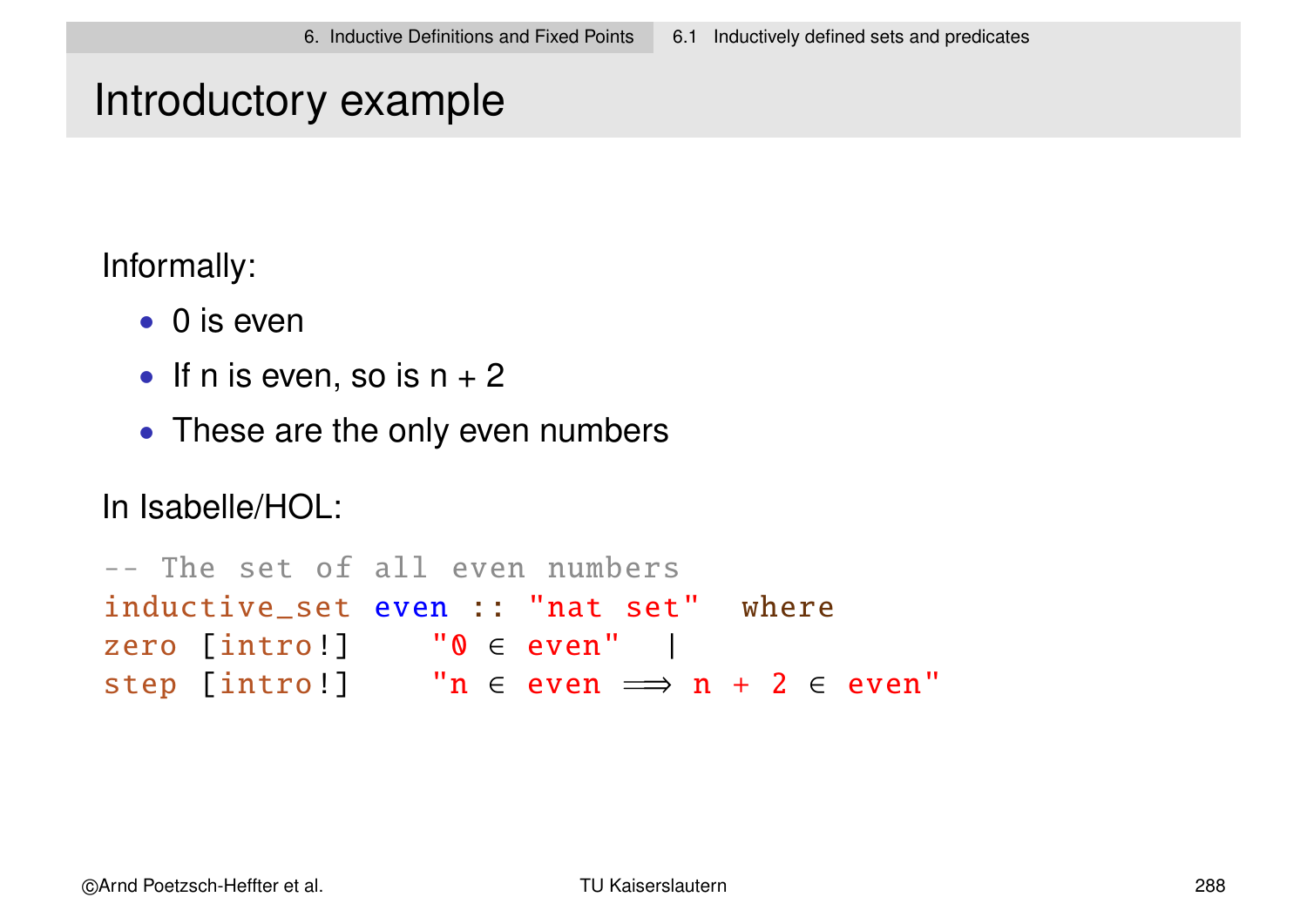# Introductory example

Informally:

- 0 is even
- If n is even, so is n + 2
- These are the only even numbers

In Isabelle/HOL:

```
-- The set of all even numbers
inductive_set even :: "nat set"  where
zero [intro!]    "0 ∈ even"  |
step [intro!]    "n ∈ even ⟹ n + 2 ∈ even"
```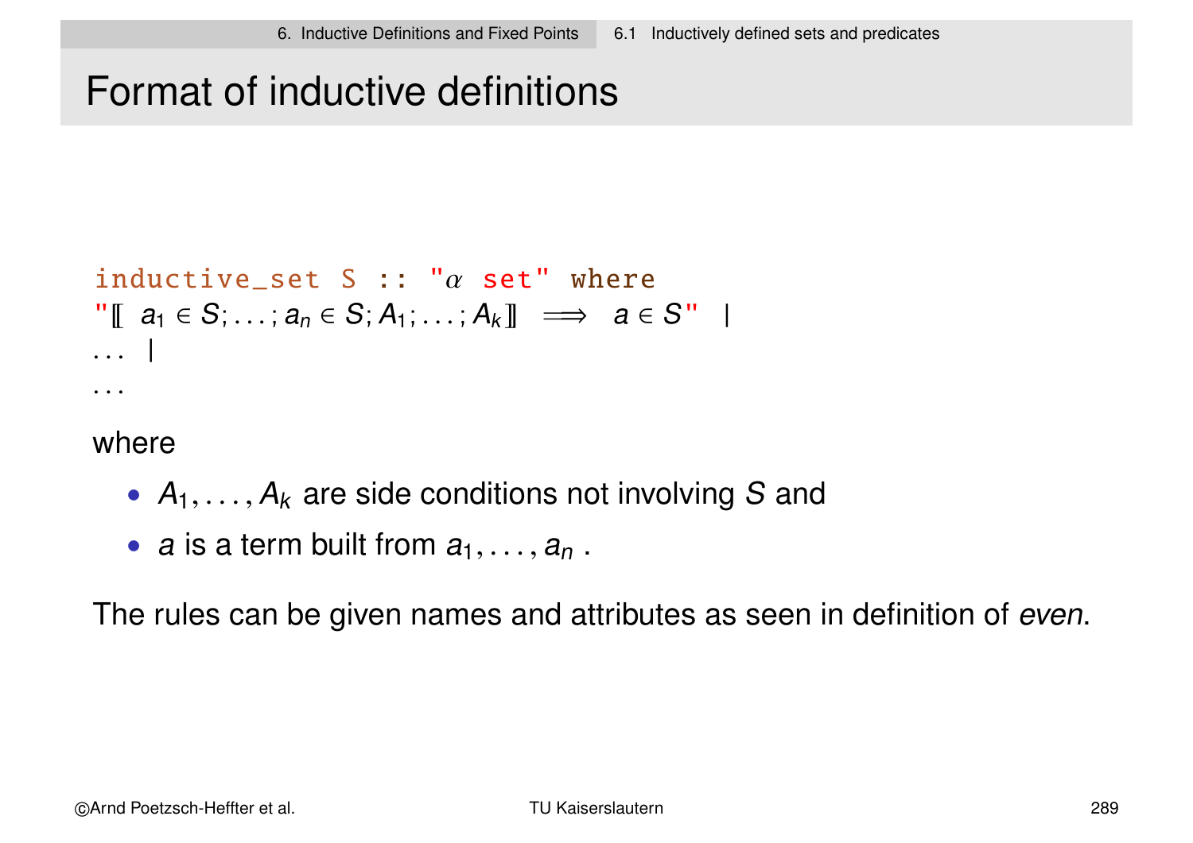# Format of inductive definitions

```
inductive_set S :: "α set" where
"⟦ a₁ ∈ S; ... ; aₙ ∈ S; A₁; ... ; Aₖ⟧ ⟹ a ∈ S" |
... |
...
```

where

- $A_1, \ldots, A_k$ are side conditions not involving $S$ and
- $a$ is a term built from $a_1, \ldots, a_n$ .

The rules can be given names and attributes as seen in definition of *even*.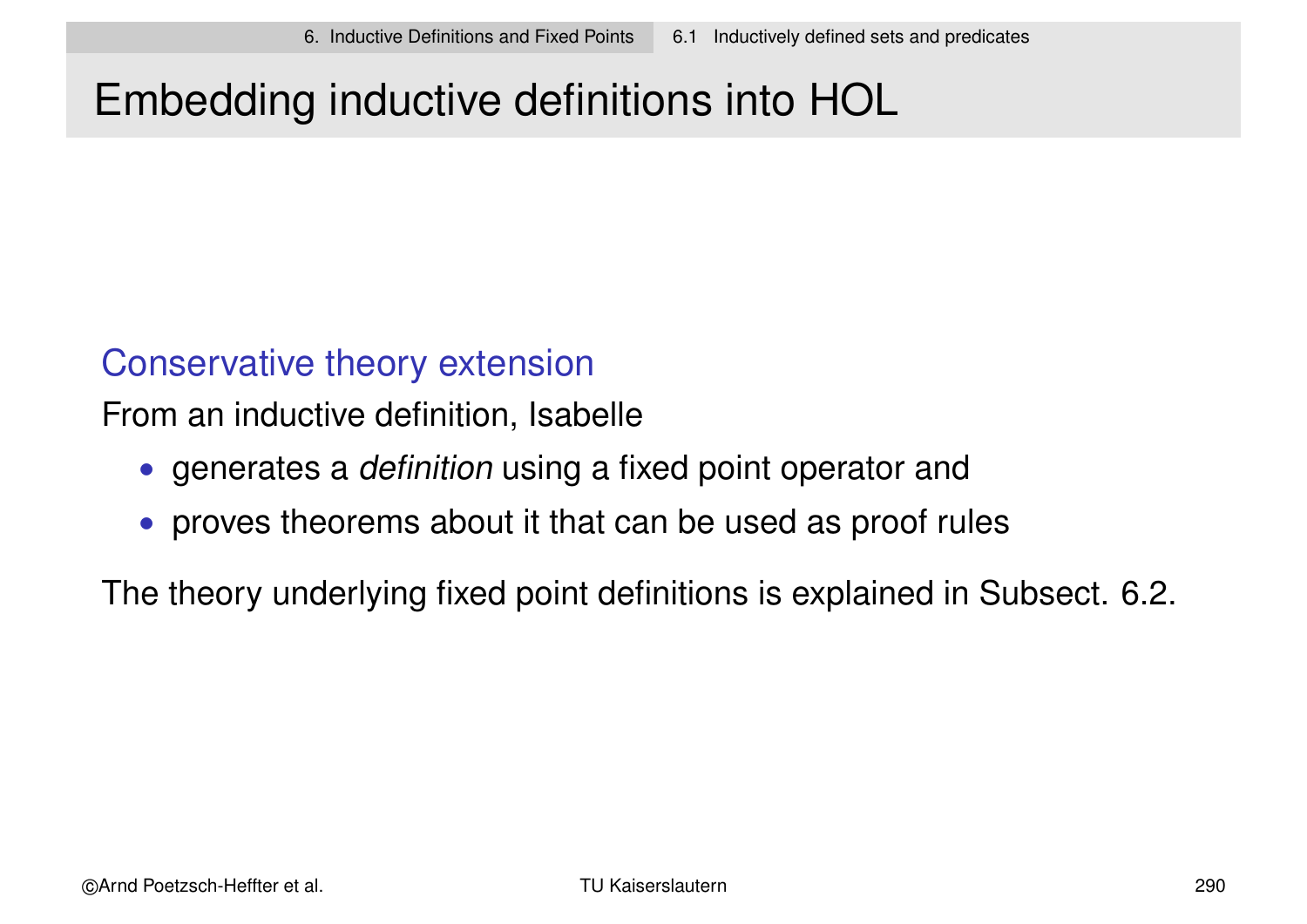# Embedding inductive definitions into HOL

## Conservative theory extension

From an inductive definition, Isabelle

- generates a *definition* using a fixed point operator and
- proves theorems about it that can be used as proof rules

The theory underlying fixed point definitions is explained in Subsect. 6.2.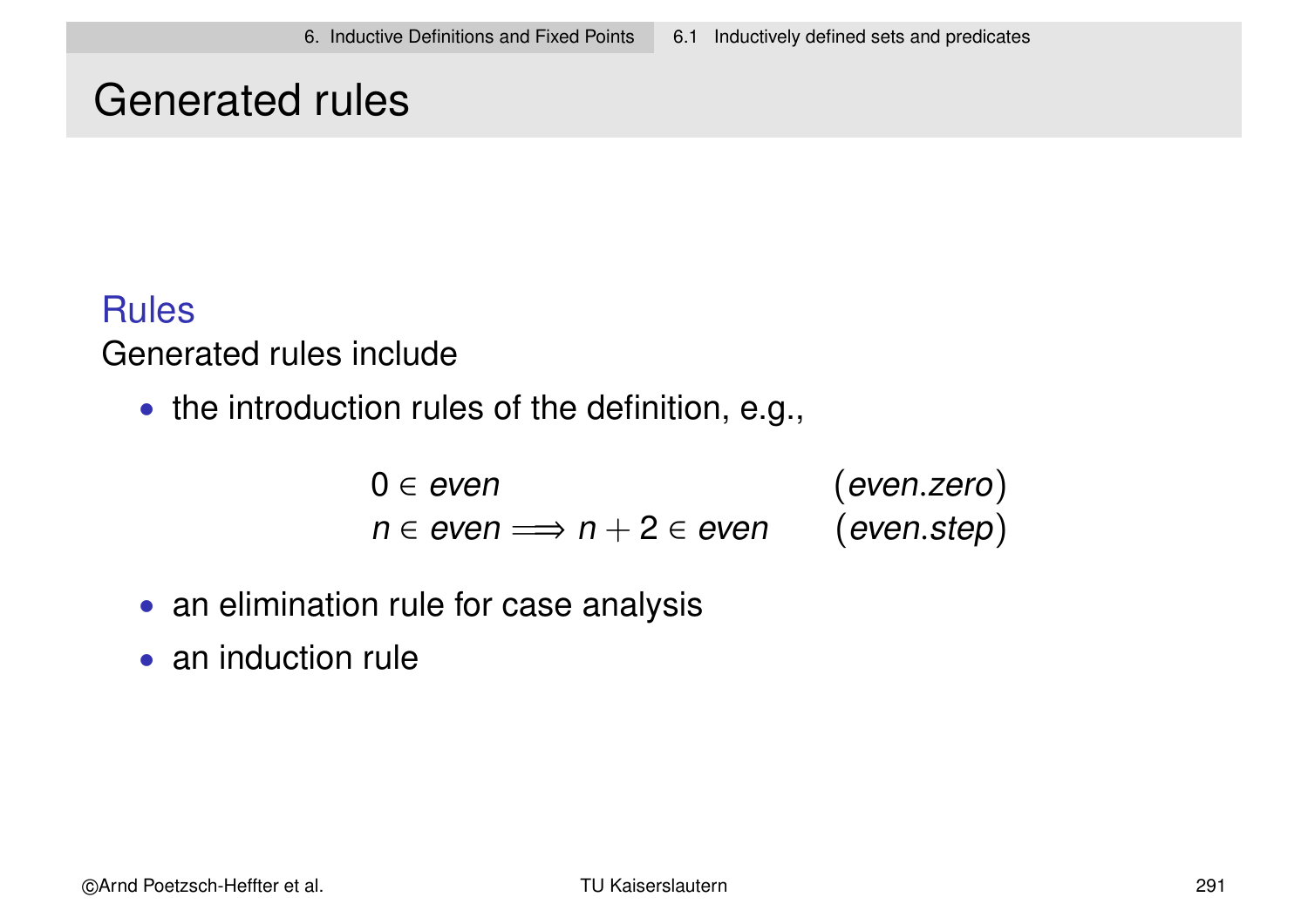# Generated rules

## Rules

Generated rules include

- the introduction rules of the definition, e.g.,

$$
\begin{array}{ll}
0 \in \mathit{even} & (\mathit{even.zero}) \\
n \in \mathit{even} \Longrightarrow n + 2 \in \mathit{even} & (\mathit{even.step})
\end{array}
$$

- an elimination rule for case analysis
- an induction rule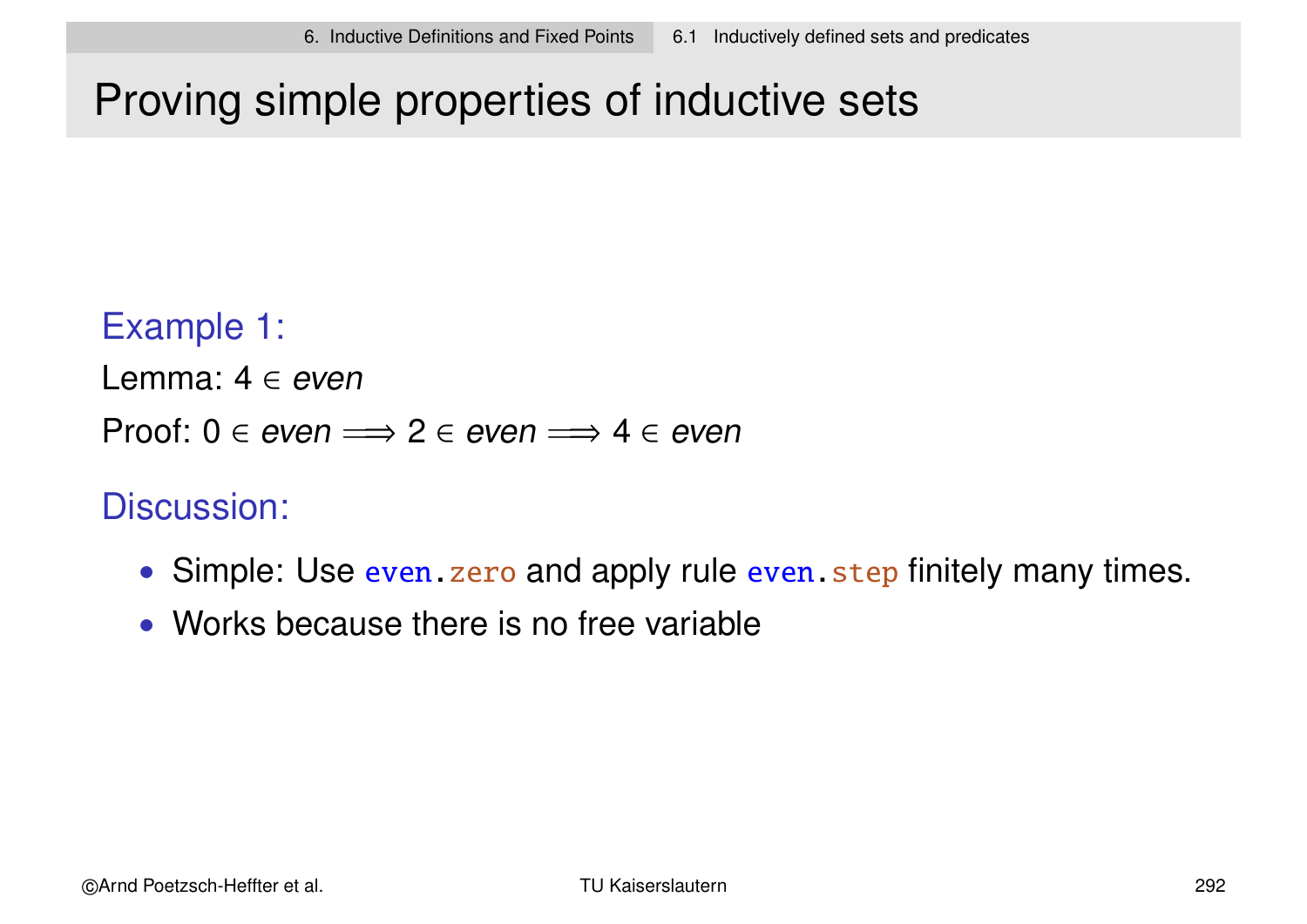# Proving simple properties of inductive sets

## Example 1:

Lemma: $4 \in even$

Proof: $0 \in even \Longrightarrow 2 \in even \Longrightarrow 4 \in even$

## Discussion:

- Simple: Use `even.zero` and apply rule `even.step` finitely many times.
- Works because there is no free variable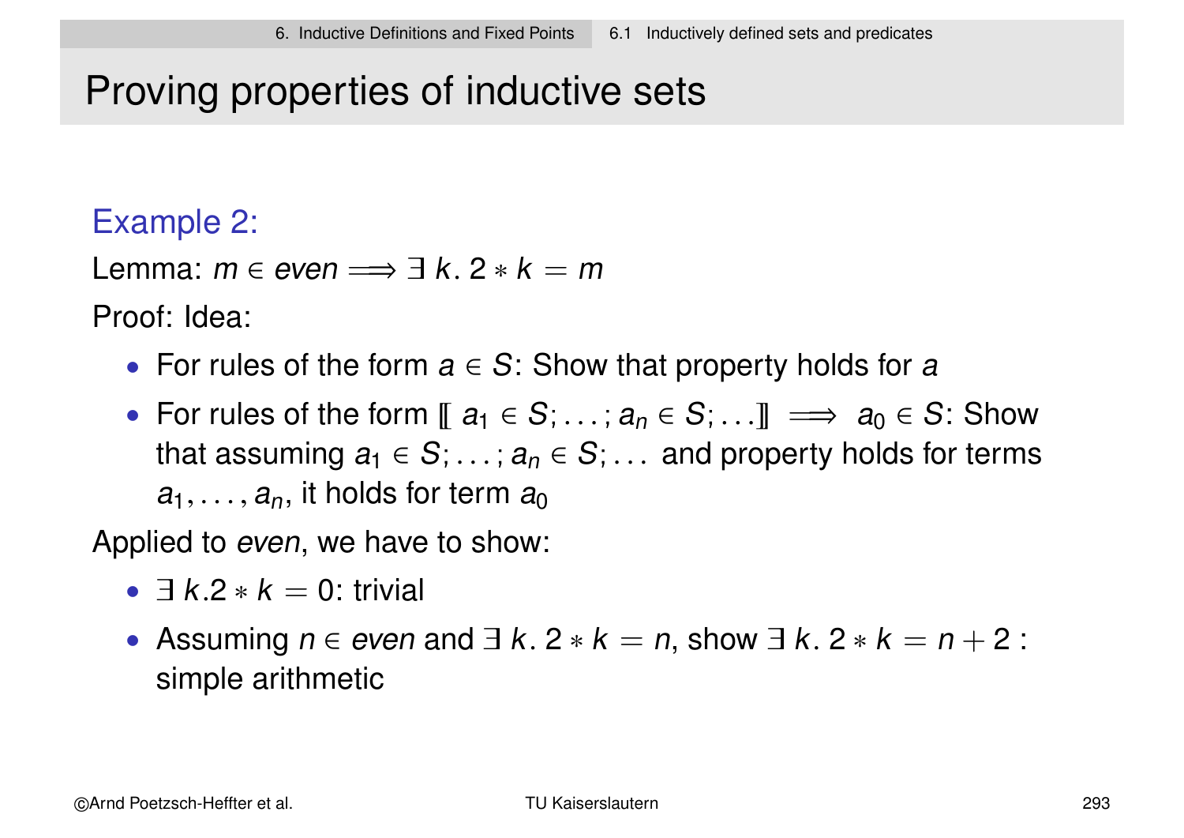# Proving properties of inductive sets

## Example 2:

Lemma: $m \in even \Longrightarrow \exists\, k.\, 2 * k = m$

Proof: Idea:

- For rules of the form $a \in S$: Show that property holds for $a$
- For rules of the form $[\![\, a_1 \in S; \ldots; a_n \in S; \ldots ]\!] \Longrightarrow a_0 \in S$: Show that assuming $a_1 \in S; \ldots; a_n \in S; \ldots$ and property holds for terms $a_1, \ldots, a_n$, it holds for term $a_0$

Applied to *even*, we have to show:

- $\exists\, k.2 * k = 0$: trivial
- Assuming $n \in even$ and $\exists\, k.\, 2 * k = n$, show $\exists\, k.\, 2 * k = n + 2$ : simple arithmetic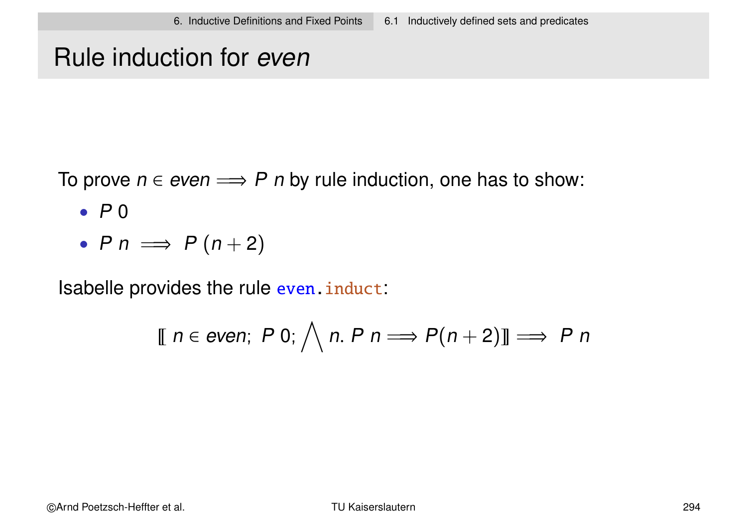# Rule induction for *even*

To prove $n \in even \Longrightarrow P\ n$ by rule induction, one has to show:

- $P\ 0$
- $P\ n \implies P\ (n + 2)$

Isabelle provides the rule `even.induct`:

$$\llbracket\ n \in even;\ P\ 0;\ \bigwedge n.\ P\ n \Longrightarrow P(n+2) \rrbracket \Longrightarrow\ P\ n$$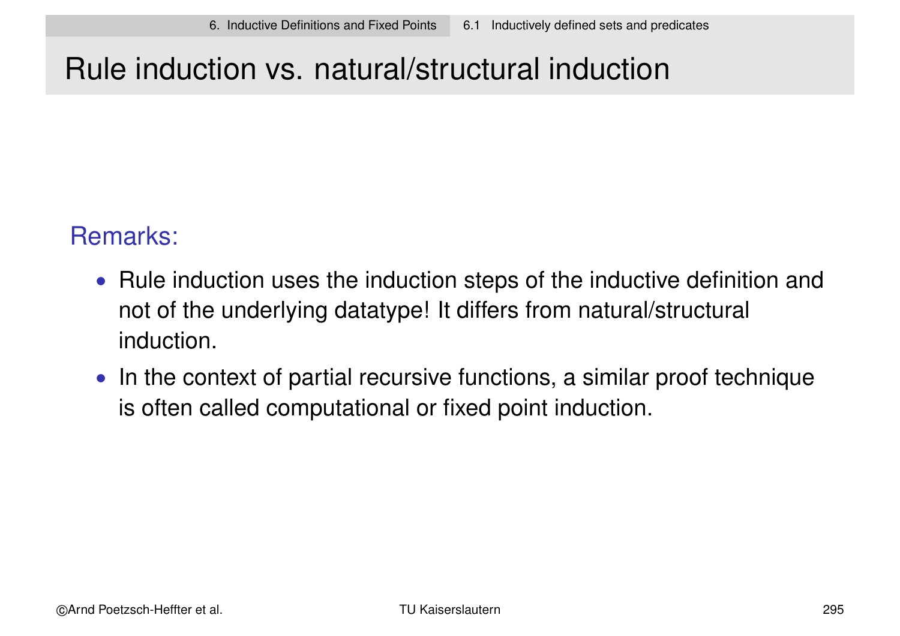# Rule induction vs. natural/structural induction

Remarks:

- Rule induction uses the induction steps of the inductive definition and not of the underlying datatype! It differs from natural/structural induction.
- In the context of partial recursive functions, a similar proof technique is often called computational or fixed point induction.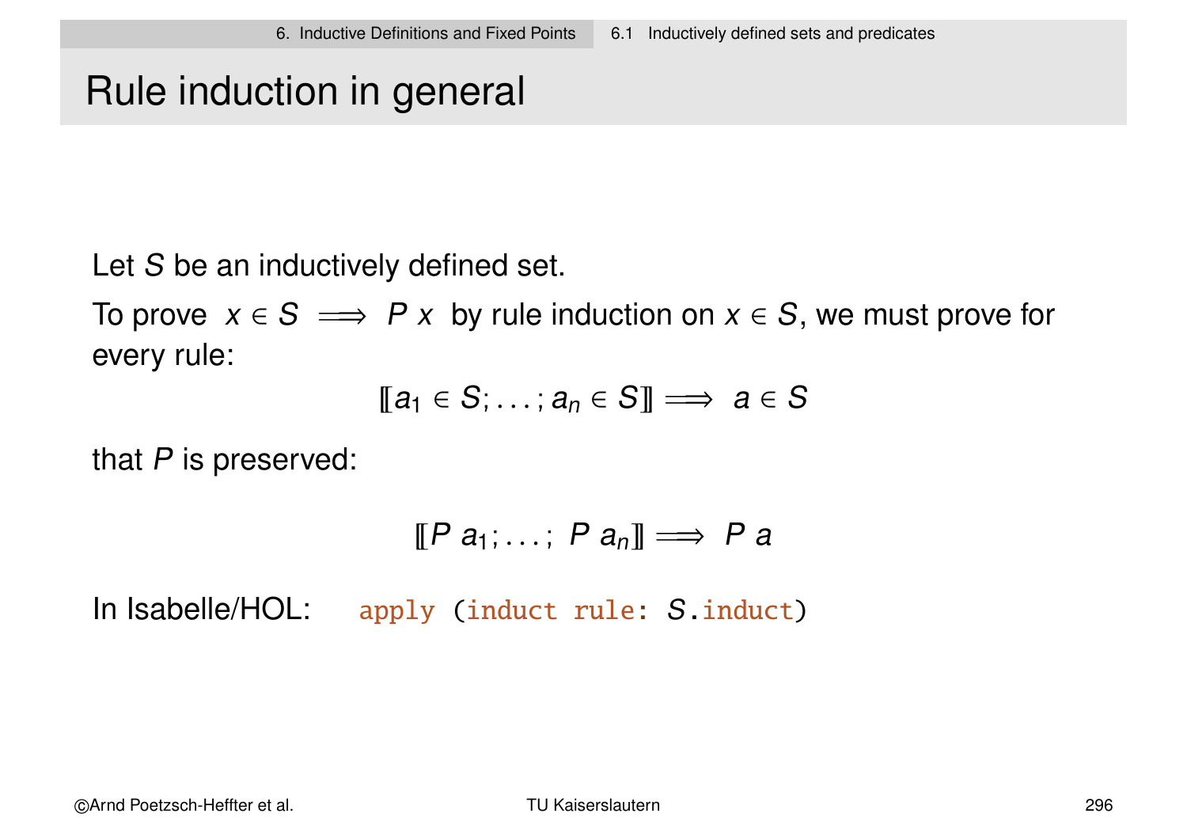# Rule induction in general

Let $S$ be an inductively defined set.

To prove $x \in S \implies P\ x$ by rule induction on $x \in S$, we must prove for every rule:

$$[\![ a_1 \in S; \ldots ; a_n \in S ]\!] \implies a \in S$$

that $P$ is preserved:

$$[\![ P\ a_1; \ldots ;\ P\ a_n ]\!] \implies P\ a$$

In Isabelle/HOL: `apply (induct rule: S.induct)`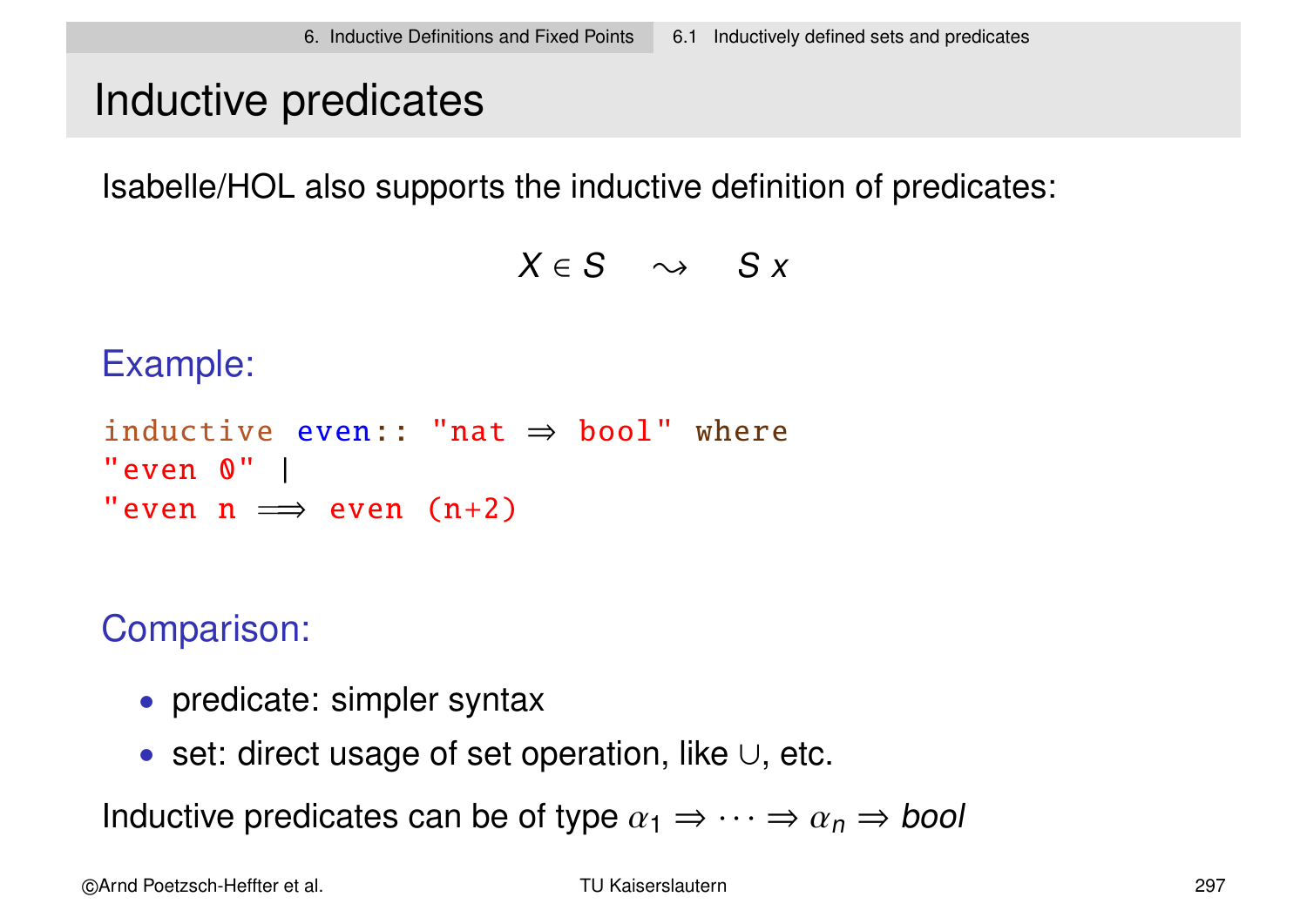# Inductive predicates

Isabelle/HOL also supports the inductive definition of predicates:

$$X \in S \quad \rightsquigarrow \quad S\ x$$

**Example:**

```
inductive even:: "nat ⇒ bool" where
"even 0" |
"even n ⟹ even (n+2)
```

**Comparison:**

- predicate: simpler syntax
- set: direct usage of set operation, like $\cup$, etc.

Inductive predicates can be of type $\alpha_1 \Rightarrow \cdots \Rightarrow \alpha_n \Rightarrow bool$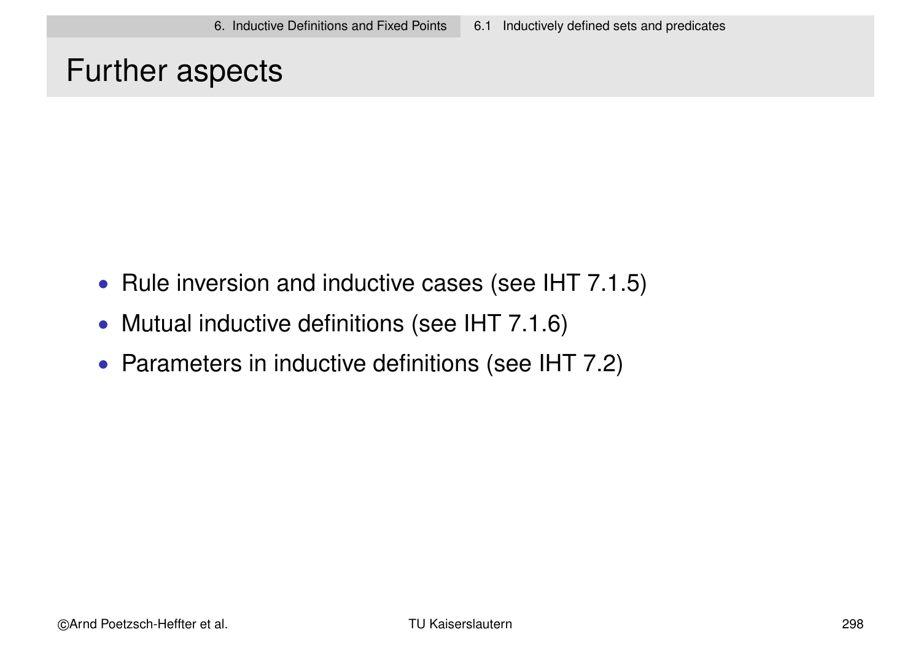# Further aspects

- Rule inversion and inductive cases (see IHT 7.1.5)
- Mutual inductive definitions (see IHT 7.1.6)
- Parameters in inductive definitions (see IHT 7.2)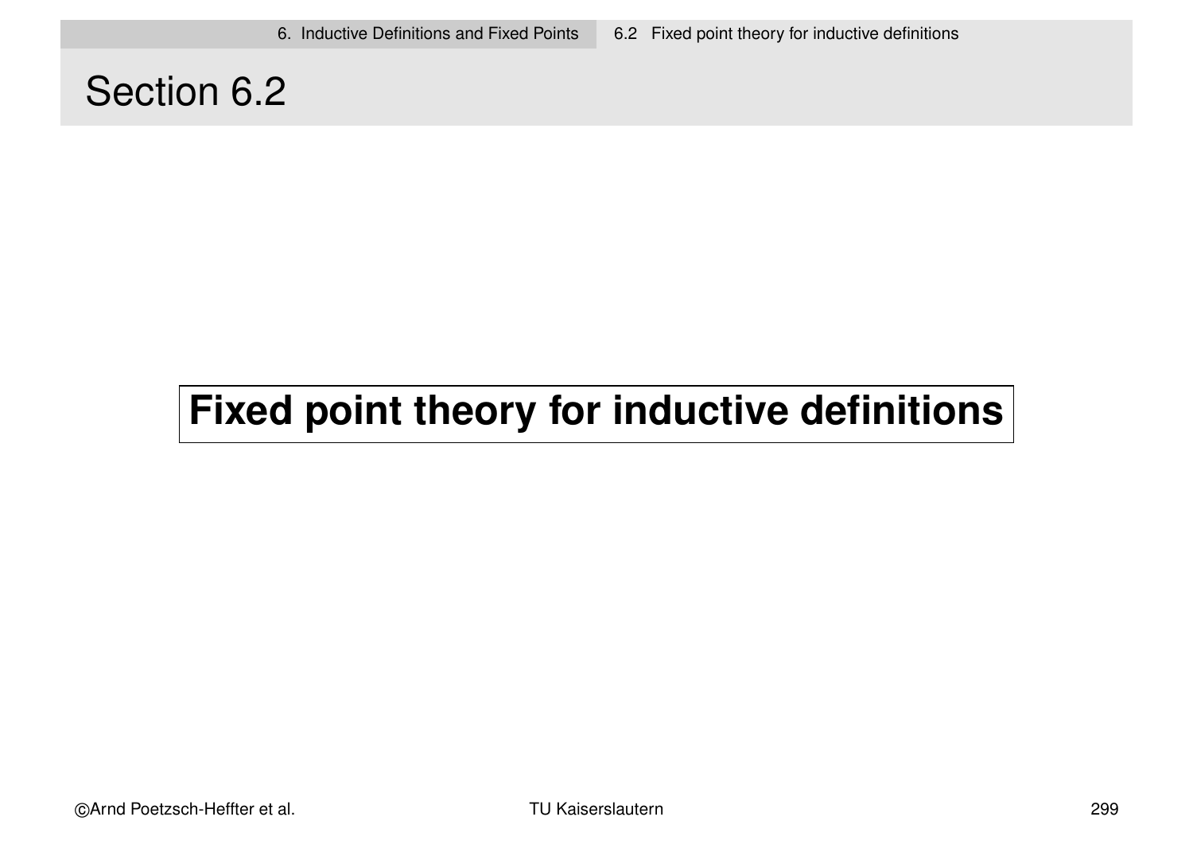# Section 6.2

## Fixed point theory for inductive definitions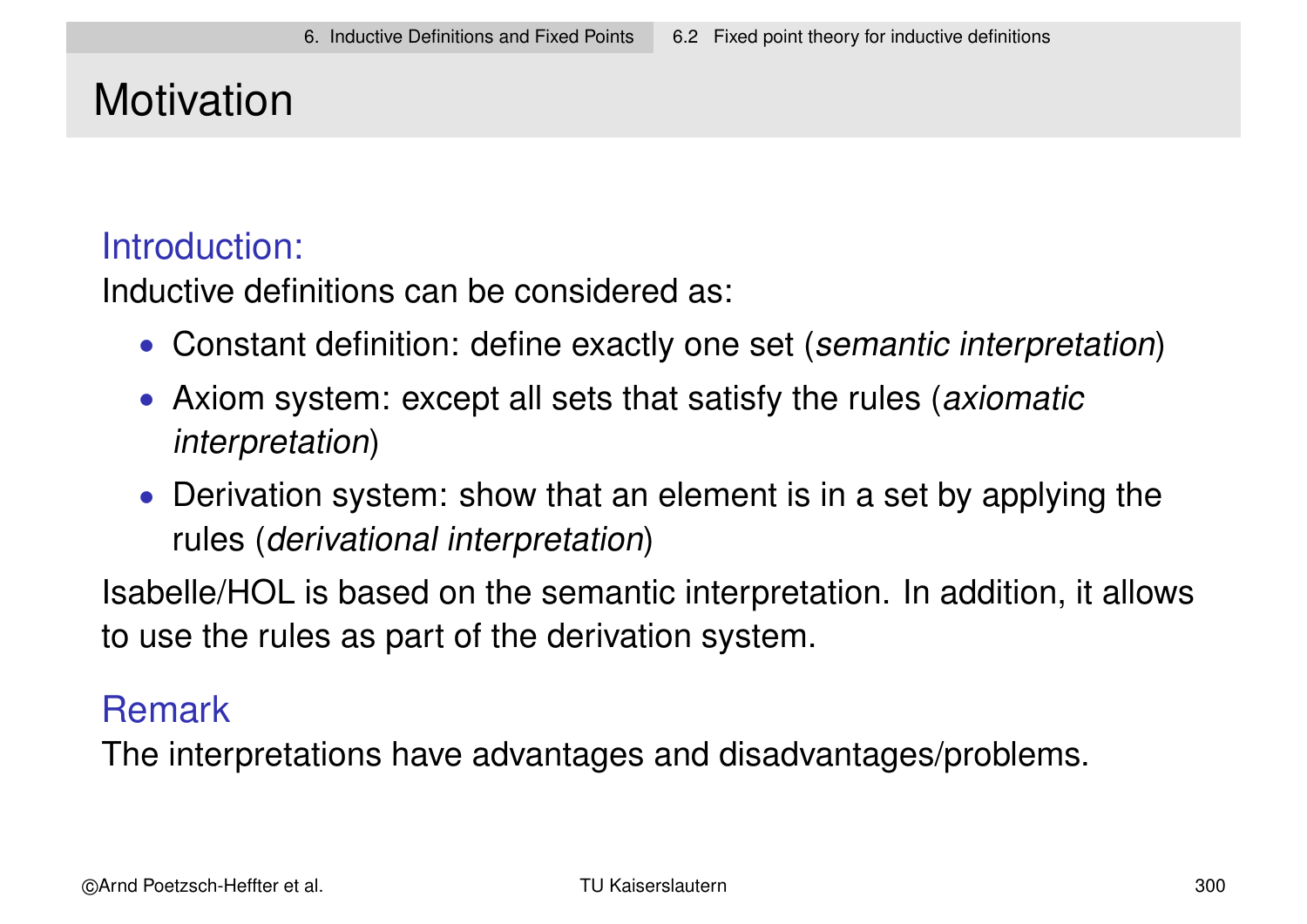# Motivation

### Introduction:

Inductive definitions can be considered as:

- Constant definition: define exactly one set (*semantic interpretation*)
- Axiom system: except all sets that satisfy the rules (*axiomatic interpretation*)
- Derivation system: show that an element is in a set by applying the rules (*derivational interpretation*)

Isabelle/HOL is based on the semantic interpretation. In addition, it allows to use the rules as part of the derivation system.

### Remark

The interpretations have advantages and disadvantages/problems.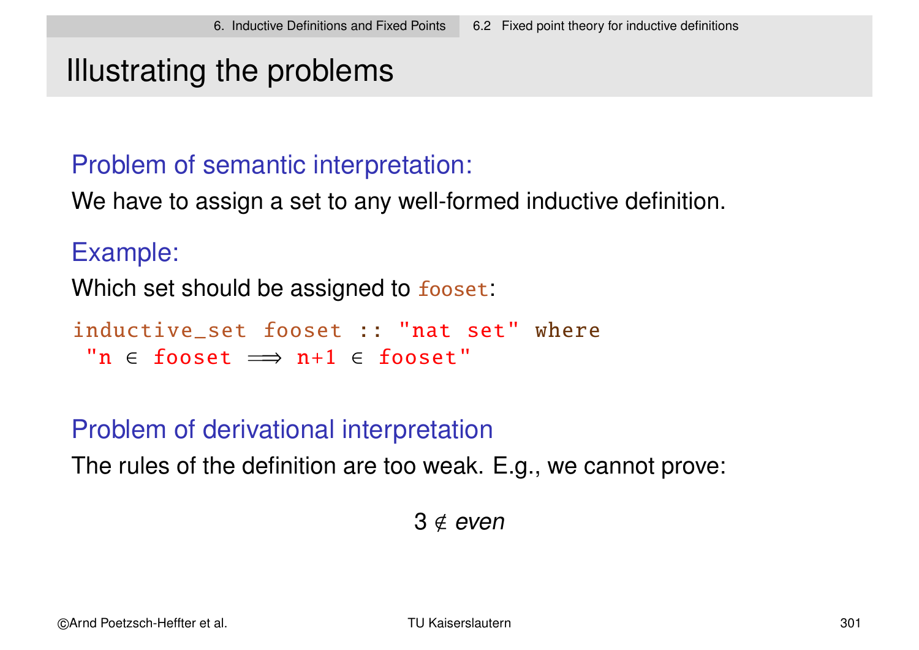## Illustrating the problems

### Problem of semantic interpretation:

We have to assign a set to any well-formed inductive definition.

### Example:

Which set should be assigned to `fooset`:

```
inductive_set fooset :: "nat set" where
 "n ∈ fooset ⟹ n+1 ∈ fooset"
```

### Problem of derivational interpretation

The rules of the definition are too weak. E.g., we cannot prove:

$$3 \notin \textit{even}$$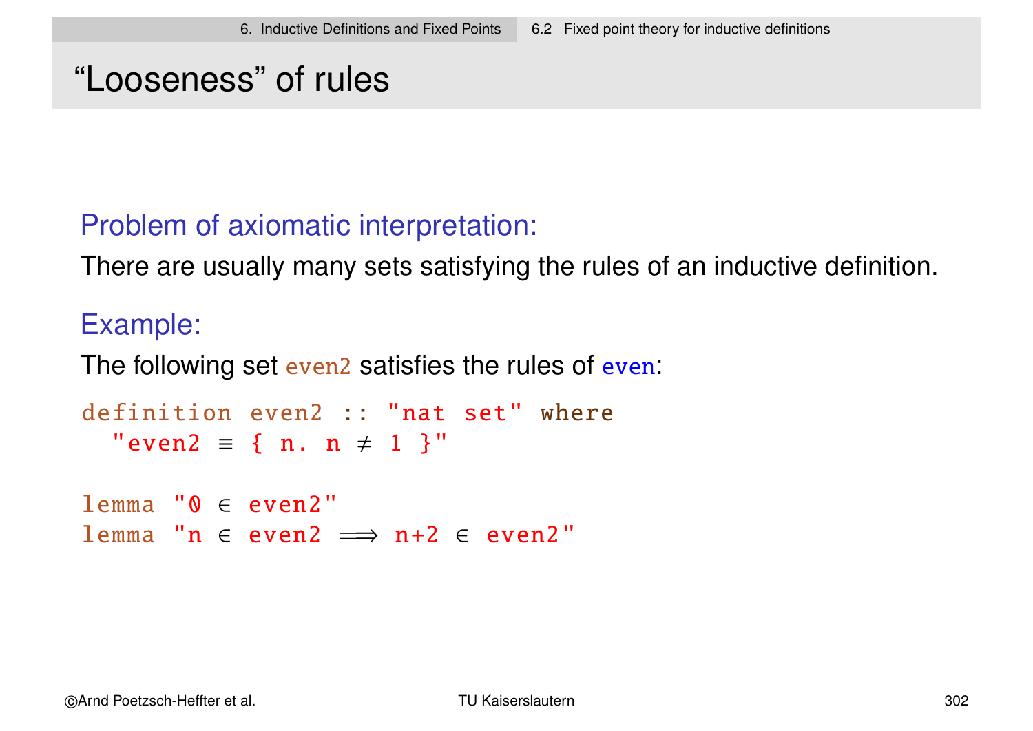# "Looseness" of rules

**Problem of axiomatic interpretation:**

There are usually many sets satisfying the rules of an inductive definition.

**Example:**

The following set `even2` satisfies the rules of `even`:

```
definition even2 :: "nat set" where
  "even2 ≡ { n. n ≠ 1 }"

lemma "0 ∈ even2"
lemma "n ∈ even2 ⟹ n+2 ∈ even2"
```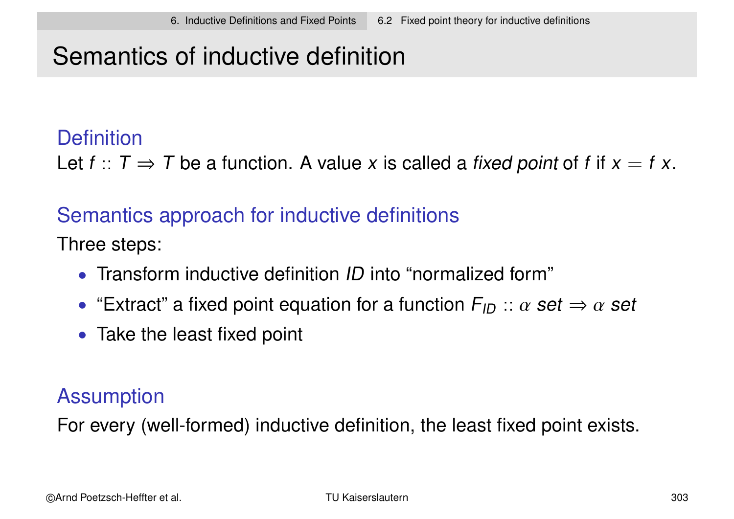# Semantics of inductive definition

### Definition

Let $f :: T \Rightarrow T$ be a function. A value $x$ is called a *fixed point* of $f$ if $x = f\ x$.

### Semantics approach for inductive definitions

Three steps:

- Transform inductive definition *ID* into "normalized form"
- "Extract" a fixed point equation for a function $F_{ID} :: \alpha\ set \Rightarrow \alpha\ set$
- Take the least fixed point

### Assumption

For every (well-formed) inductive definition, the least fixed point exists.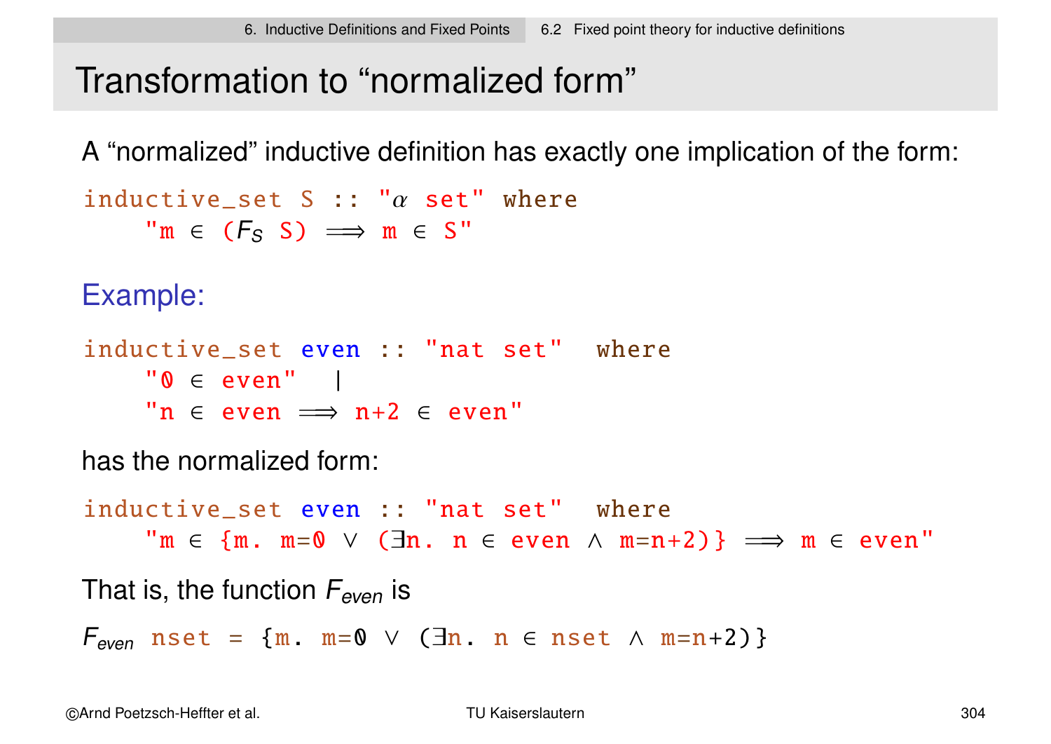# Transformation to "normalized form"

A "normalized" inductive definition has exactly one implication of the form:

```
inductive_set S :: "α set" where
    "m ∈ (F_S S) ⟹ m ∈ S"
```

**Example:**

```
inductive_set even :: "nat set"  where
    "0 ∈ even"   |
    "n ∈ even ⟹ n+2 ∈ even"
```

has the normalized form:

```
inductive_set even :: "nat set"  where
    "m ∈ {m. m=0 ∨ (∃n. n ∈ even ∧ m=n+2)} ⟹ m ∈ even"
```

That is, the function $F_{even}$ is

```
F_even nset = {m. m=0 ∨ (∃n. n ∈ nset ∧ m=n+2)}
```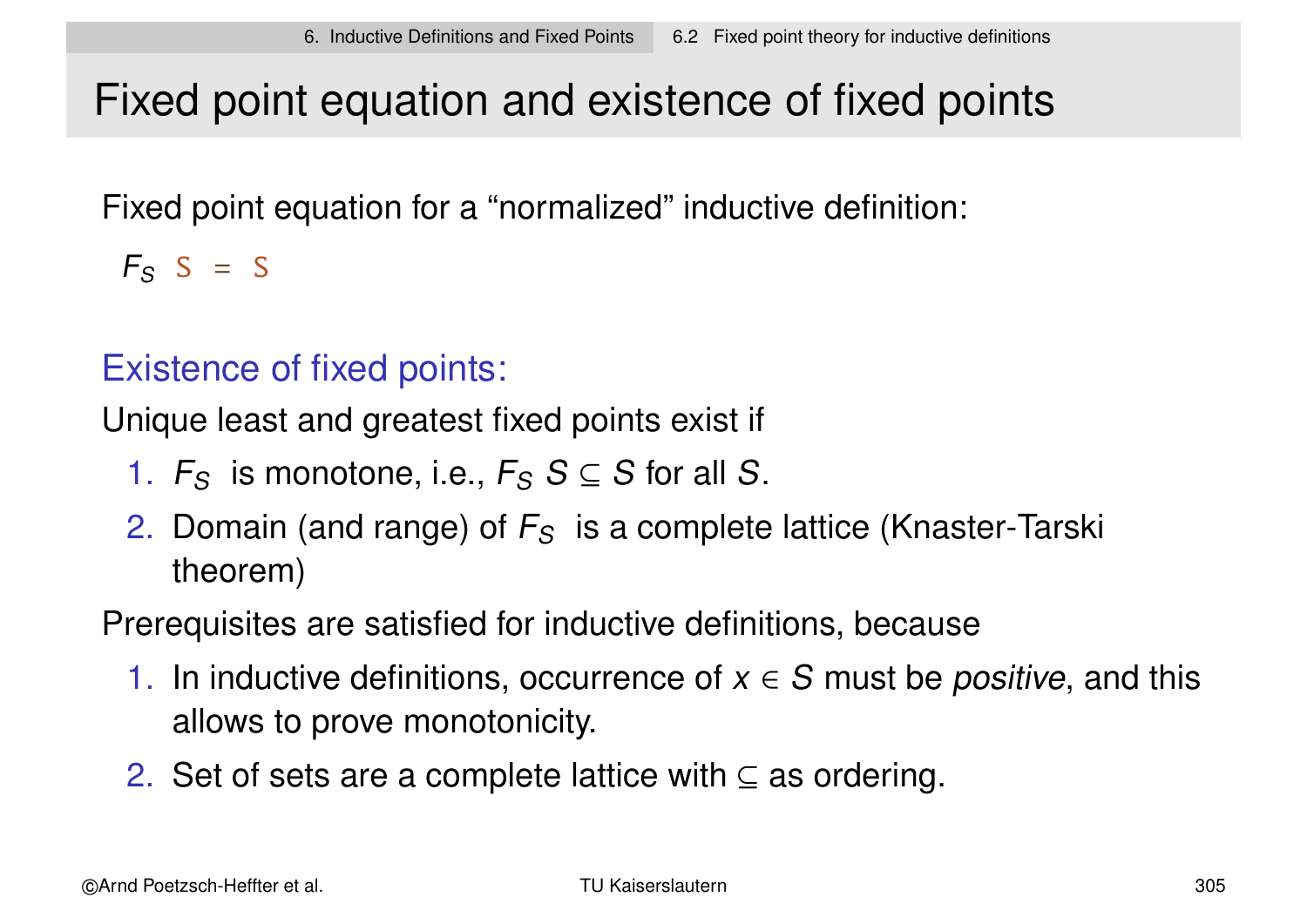# Fixed point equation and existence of fixed points

Fixed point equation for a “normalized” inductive definition:

$F_S$ `S = S`

## Existence of fixed points:

Unique least and greatest fixed points exist if

1. $F_S$ is monotone, i.e., $F_S\ S \subseteq S$ for all $S$.
2. Domain (and range) of $F_S$ is a complete lattice (Knaster-Tarski theorem)

Prerequisites are satisfied for inductive definitions, because

1. In inductive definitions, occurrence of $x \in S$ must be *positive*, and this allows to prove monotonicity.
2. Set of sets are a complete lattice with $\subseteq$ as ordering.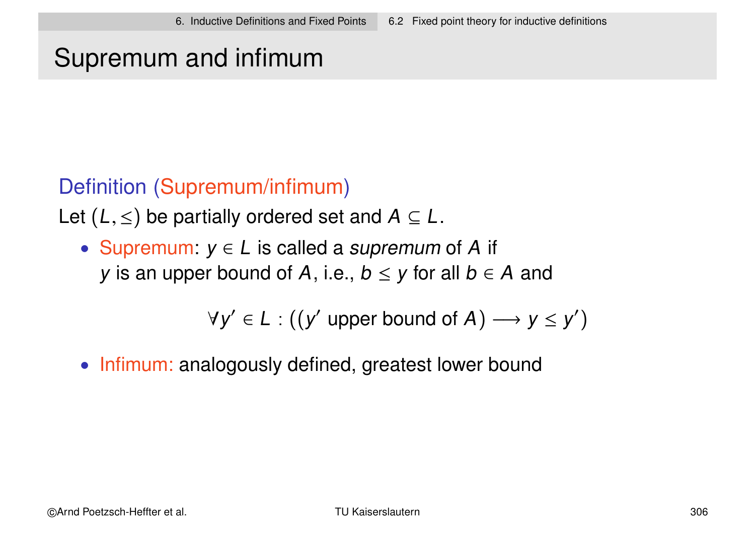# Supremum and infimum

**Definition (Supremum/infimum)**

Let $(L, \leq)$ be partially ordered set and $A \subseteq L$.

- Supremum: $y \in L$ is called a *supremum* of $A$ if $y$ is an upper bound of $A$, i.e., $b \leq y$ for all $b \in A$ and

$$\forall y' \in L : ((y' \text{ upper bound of } A) \longrightarrow y \leq y')$$

- Infimum: analogously defined, greatest lower bound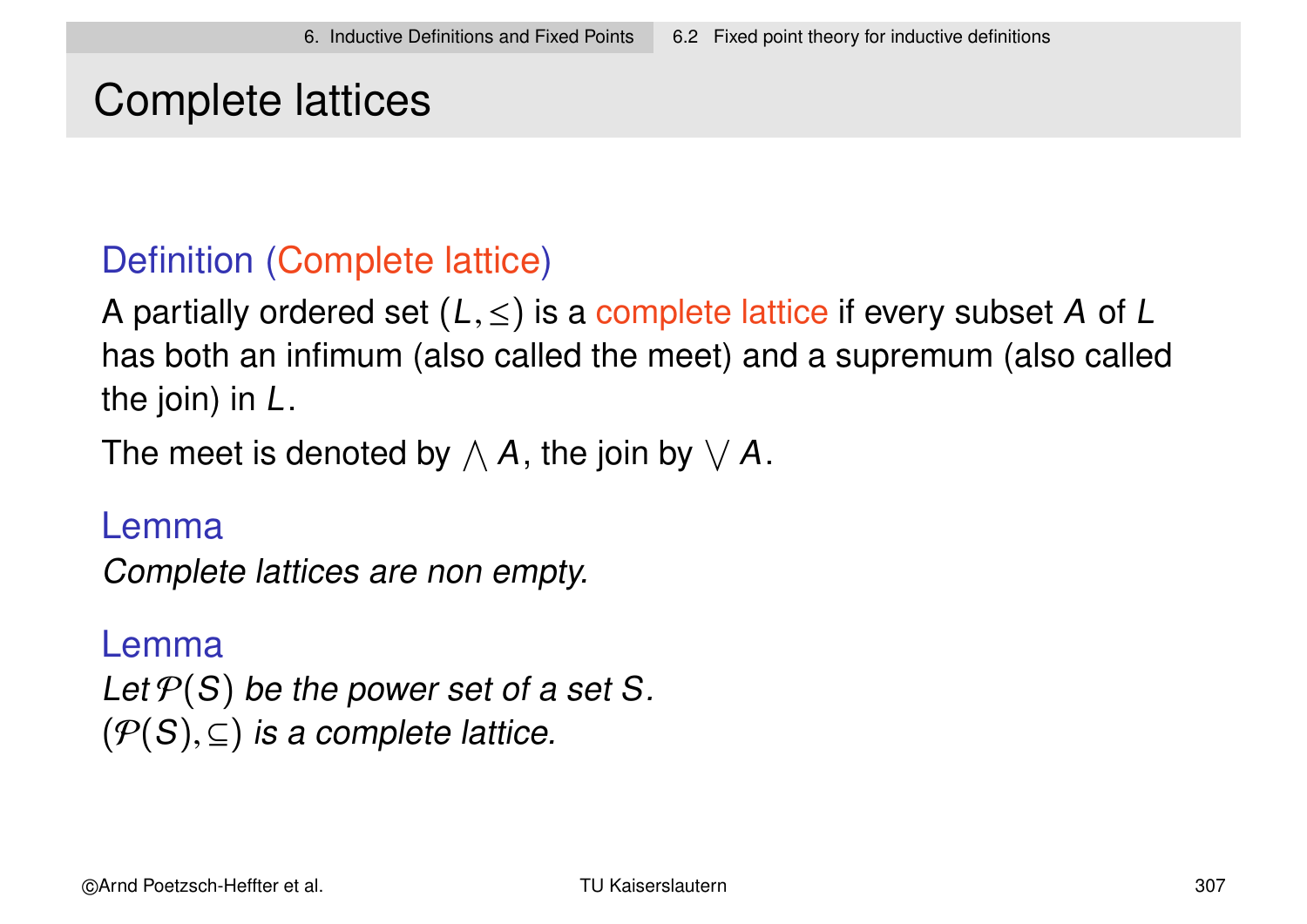## Complete lattices

**Definition (Complete lattice)**

A partially ordered set $(L, \leq)$ is a complete lattice if every subset $A$ of $L$ has both an infimum (also called the meet) and a supremum (also called the join) in $L$.

The meet is denoted by $\bigwedge A$, the join by $\bigvee A$.

**Lemma**

*Complete lattices are non empty.*

**Lemma**

*Let $\mathcal{P}(S)$ be the power set of a set $S$.*
*$(\mathcal{P}(S), \subseteq)$ is a complete lattice.*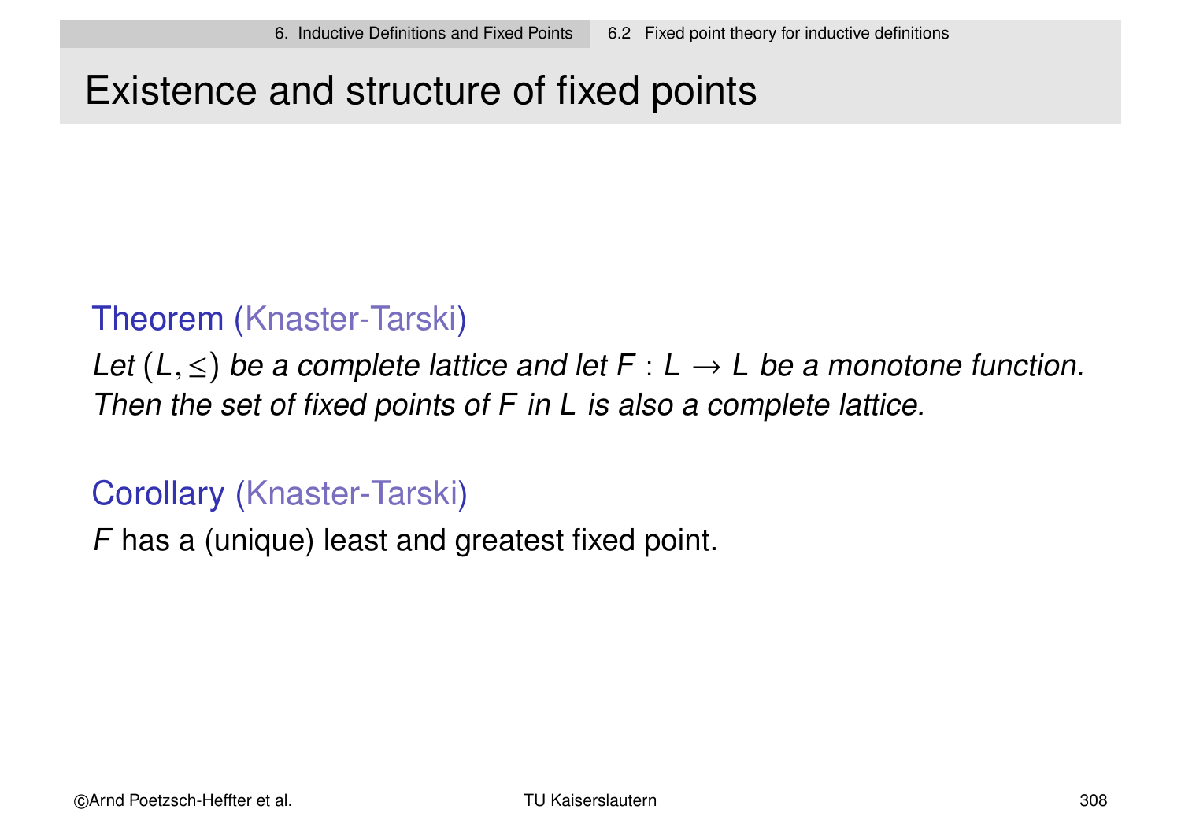# Existence and structure of fixed points

**Theorem** (Knaster-Tarski)

*Let $(L, \leq)$ be a complete lattice and let $F : L \rightarrow L$ be a monotone function. Then the set of fixed points of $F$ in $L$ is also a complete lattice.*

**Corollary** (Knaster-Tarski)

$F$ has a (unique) least and greatest fixed point.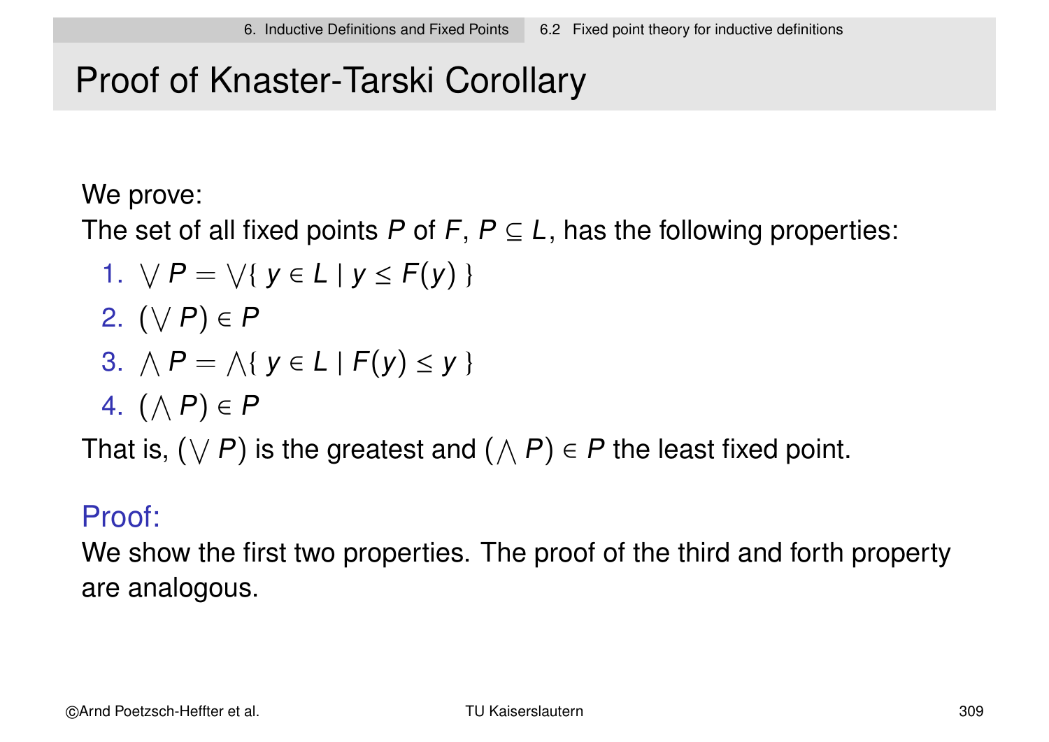# Proof of Knaster-Tarski Corollary

We prove:

The set of all fixed points $P$ of $F$, $P \subseteq L$, has the following properties:

1. $\bigvee P = \bigvee \{ y \in L \mid y \leq F(y) \}$
2. $(\bigvee P) \in P$
3. $\bigwedge P = \bigwedge \{ y \in L \mid F(y) \leq y \}$
4. $(\bigwedge P) \in P$

That is, $(\bigvee P)$ is the greatest and $(\bigwedge P) \in P$ the least fixed point.

**Proof:**

We show the first two properties. The proof of the third and forth property are analogous.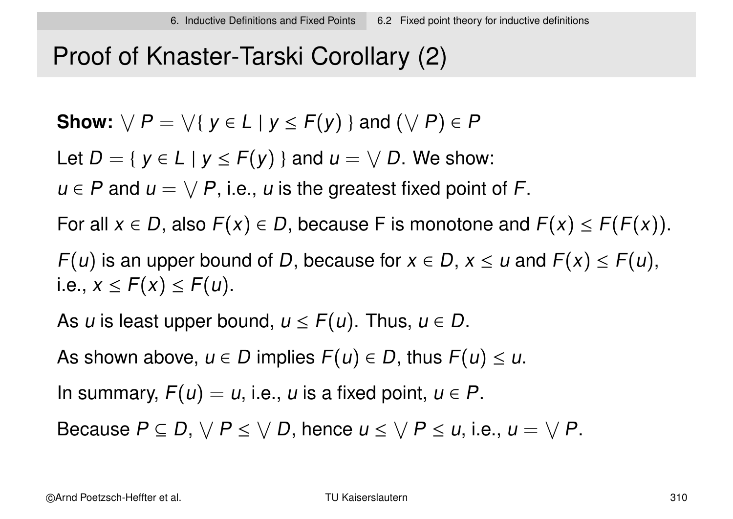# Proof of Knaster-Tarski Corollary (2)

**Show:** $\bigvee P = \bigvee\{\, y \in L \mid y \leq F(y)\,\}$ and $(\bigvee P) \in P$

Let $D = \{\, y \in L \mid y \leq F(y)\,\}$ and $u = \bigvee D$. We show:

$u \in P$ and $u = \bigvee P$, i.e., $u$ is the greatest fixed point of $F$.

For all $x \in D$, also $F(x) \in D$, because F is monotone and $F(x) \leq F(F(x))$.

$F(u)$ is an upper bound of $D$, because for $x \in D$, $x \leq u$ and $F(x) \leq F(u)$, i.e., $x \leq F(x) \leq F(u)$.

As $u$ is least upper bound, $u \leq F(u)$. Thus, $u \in D$.

As shown above, $u \in D$ implies $F(u) \in D$, thus $F(u) \leq u$.

In summary, $F(u) = u$, i.e., $u$ is a fixed point, $u \in P$.

Because $P \subseteq D$, $\bigvee P \leq \bigvee D$, hence $u \leq \bigvee P \leq u$, i.e., $u = \bigvee P$.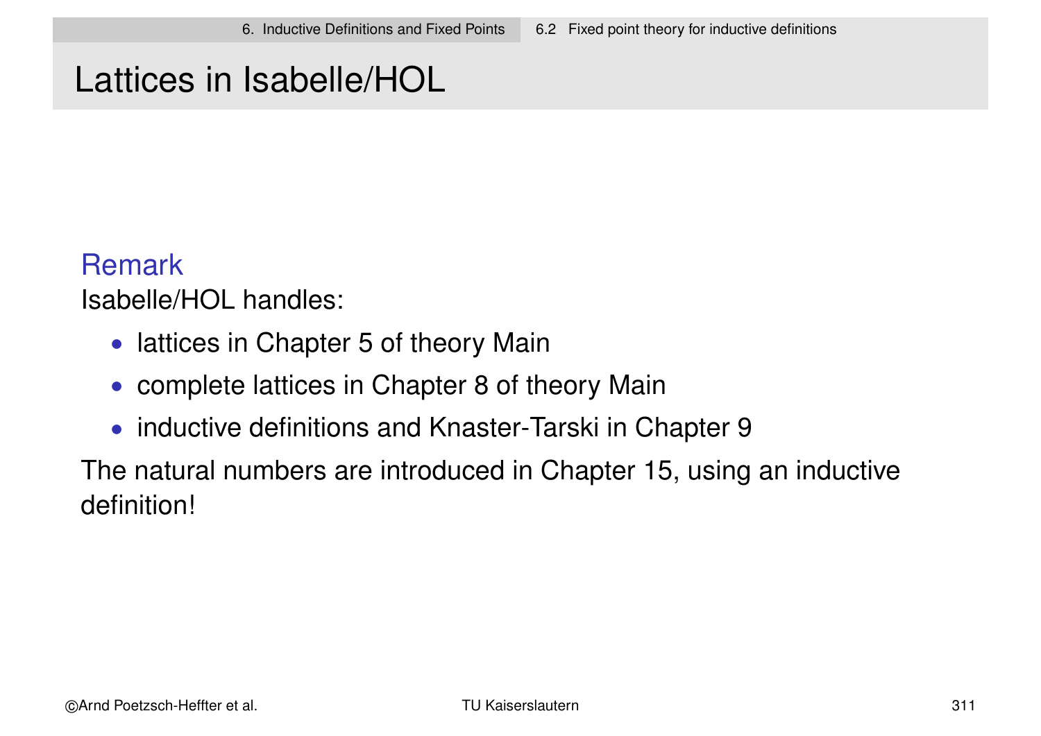# Lattices in Isabelle/HOL

**Remark**

Isabelle/HOL handles:

- lattices in Chapter 5 of theory Main
- complete lattices in Chapter 8 of theory Main
- inductive definitions and Knaster-Tarski in Chapter 9

The natural numbers are introduced in Chapter 15, using an inductive definition!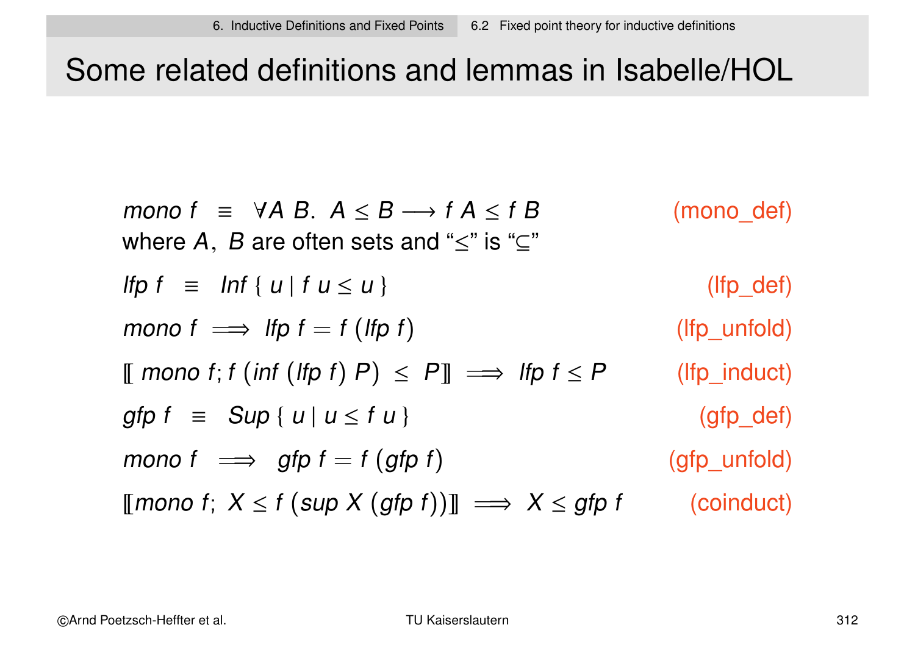# Some related definitions and lemmas in Isabelle/HOL

$mono\ f \;\equiv\; \forall A\ B.\ A \leq B \longrightarrow f\ A \leq f\ B$ (mono_def)

where $A$, $B$ are often sets and "$\leq$" is "$\subseteq$"

$lfp\ f \;\equiv\; Inf\ \{\ u \mid f\ u \leq u\ \}$ (lfp_def)

$mono\ f \implies lfp\ f = f\ (lfp\ f)$ (lfp_unfold)

$[\![\ mono\ f; f\ (inf\ (lfp\ f)\ P) \;\leq\; P ]\!] \implies lfp\ f \leq P$ (lfp_induct)

$gfp\ f \;\equiv\; Sup\ \{\ u \mid u \leq f\ u\ \}$ (gfp_def)

$mono\ f \implies gfp\ f = f\ (gfp\ f)$ (gfp_unfold)

$[\![ mono\ f;\ X \leq f\ (sup\ X\ (gfp\ f)) ]\!] \implies X \leq gfp\ f$ (coinduct)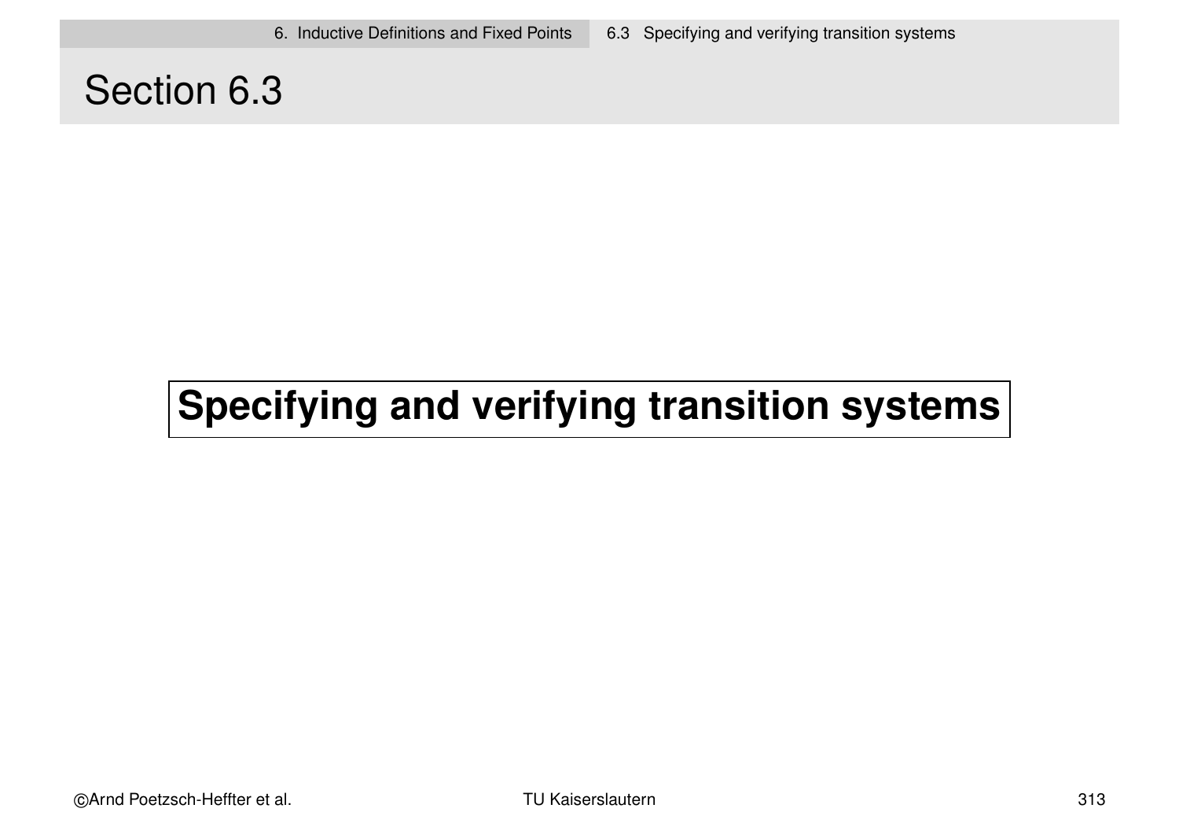# Section 6.3

## Specifying and verifying transition systems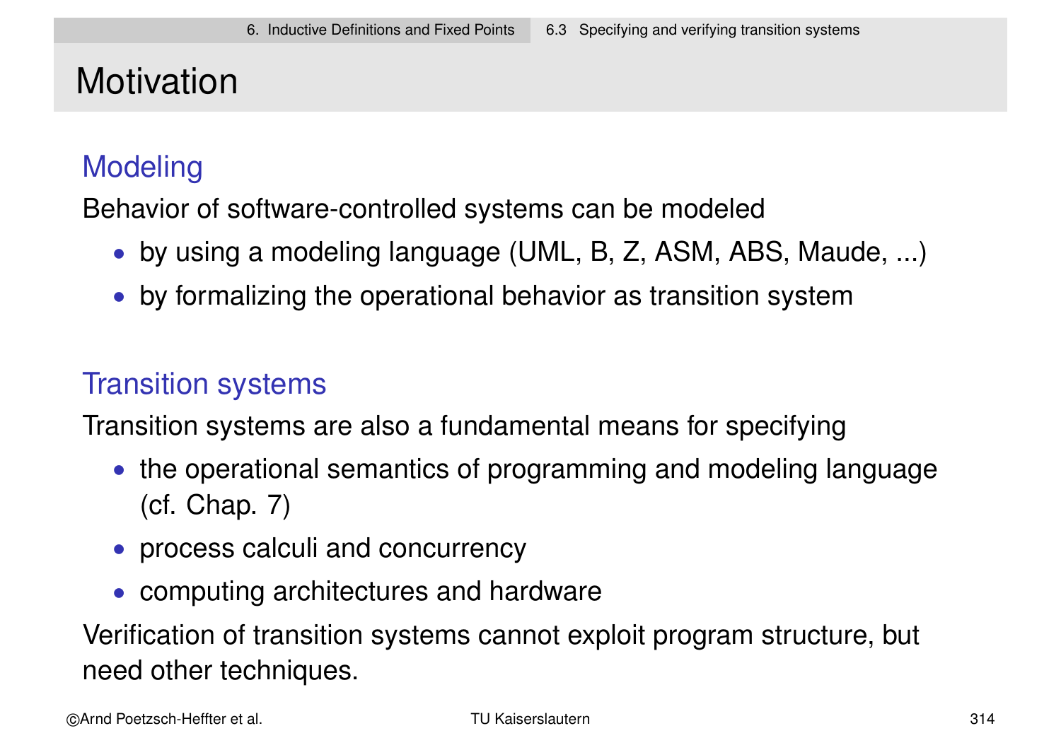# Motivation

## Modeling

Behavior of software-controlled systems can be modeled

- by using a modeling language (UML, B, Z, ASM, ABS, Maude, ...)
- by formalizing the operational behavior as transition system

## Transition systems

Transition systems are also a fundamental means for specifying

- the operational semantics of programming and modeling language (cf. Chap. 7)
- process calculi and concurrency
- computing architectures and hardware

Verification of transition systems cannot exploit program structure, but need other techniques.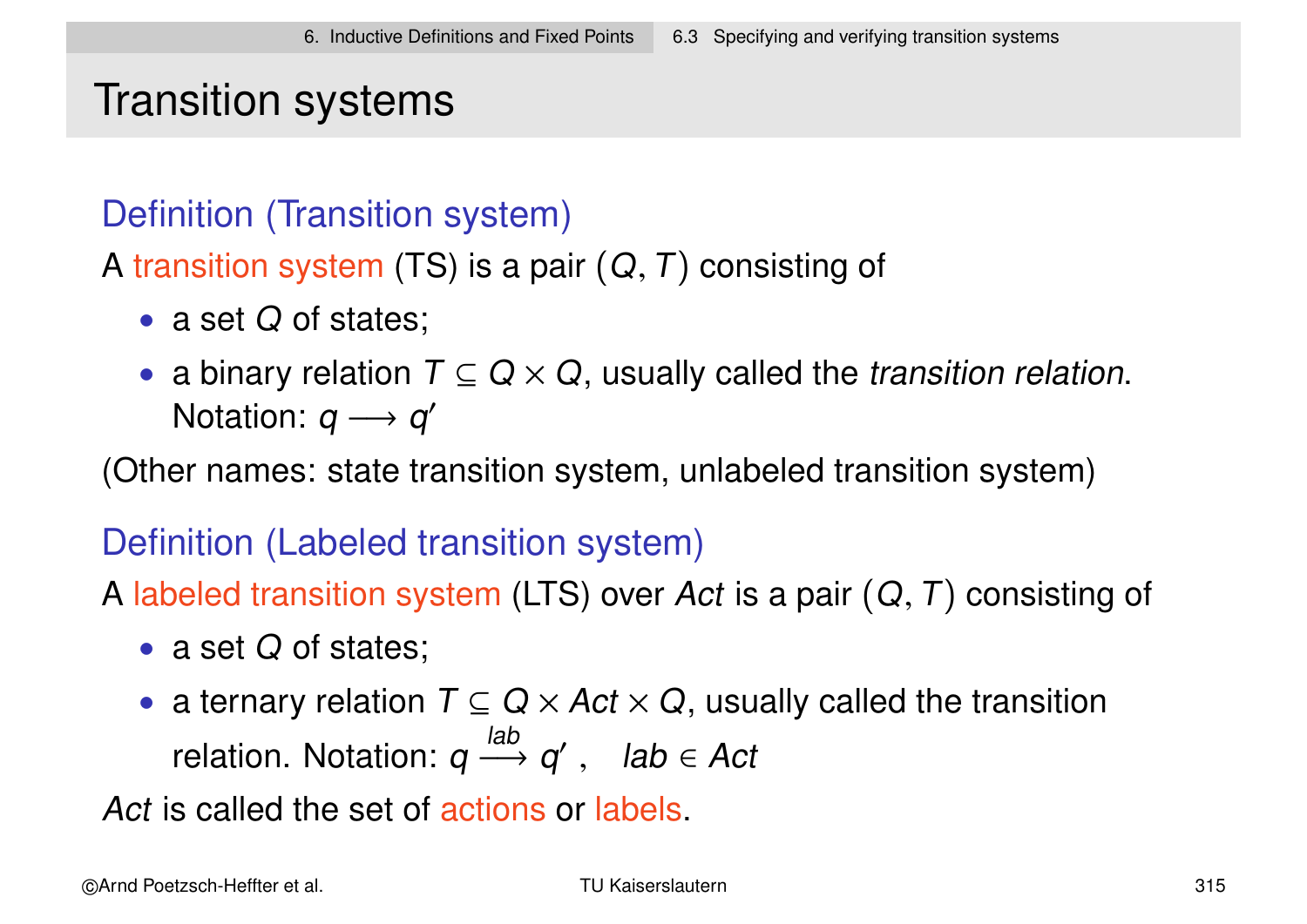# Transition systems

### Definition (Transition system)

A transition system (TS) is a pair $(Q, T)$ consisting of

- a set $Q$ of states;
- a binary relation $T \subseteq Q \times Q$, usually called the *transition relation*. Notation: $q \longrightarrow q'$

(Other names: state transition system, unlabeled transition system)

### Definition (Labeled transition system)

A labeled transition system (LTS) over *Act* is a pair $(Q, T)$ consisting of

- a set $Q$ of states;
- a ternary relation $T \subseteq Q \times Act \times Q$, usually called the transition relation. Notation: $q \stackrel{lab}{\longrightarrow} q'$ , $\quad lab \in Act$

*Act* is called the set of actions or labels.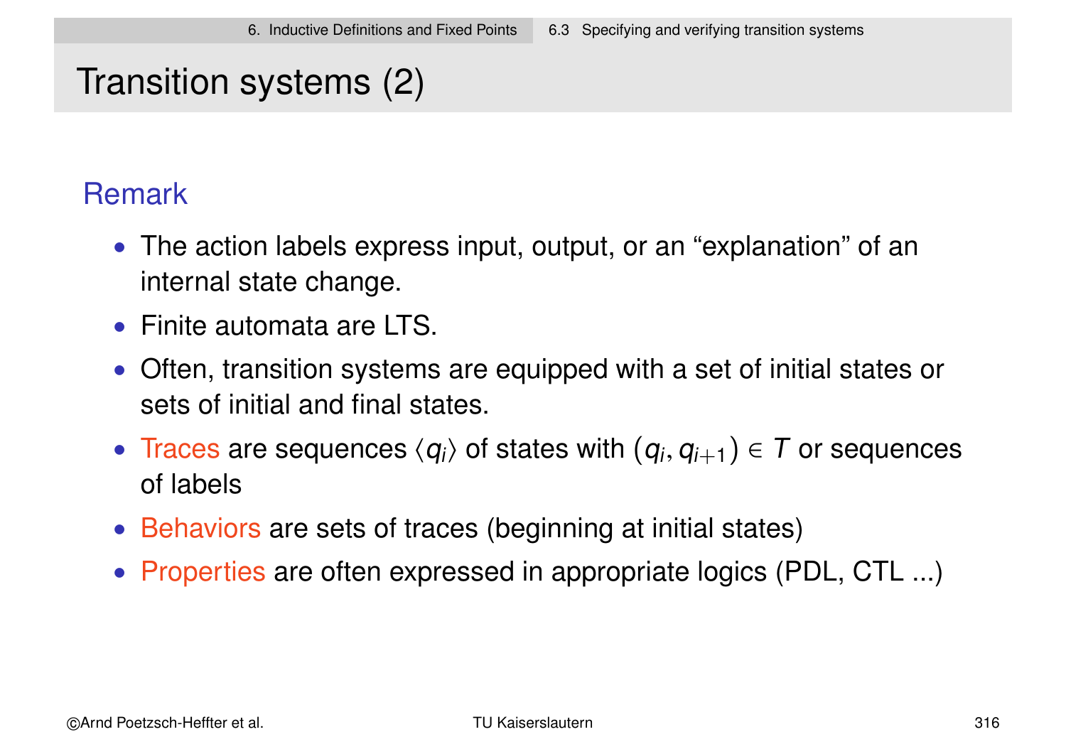# Transition systems (2)

## Remark

- The action labels express input, output, or an “explanation” of an internal state change.
- Finite automata are LTS.
- Often, transition systems are equipped with a set of initial states or sets of initial and final states.
- Traces are sequences $\langle q_i \rangle$ of states with $(q_i, q_{i+1}) \in T$ or sequences of labels
- Behaviors are sets of traces (beginning at initial states)
- Properties are often expressed in appropriate logics (PDL, CTL ...)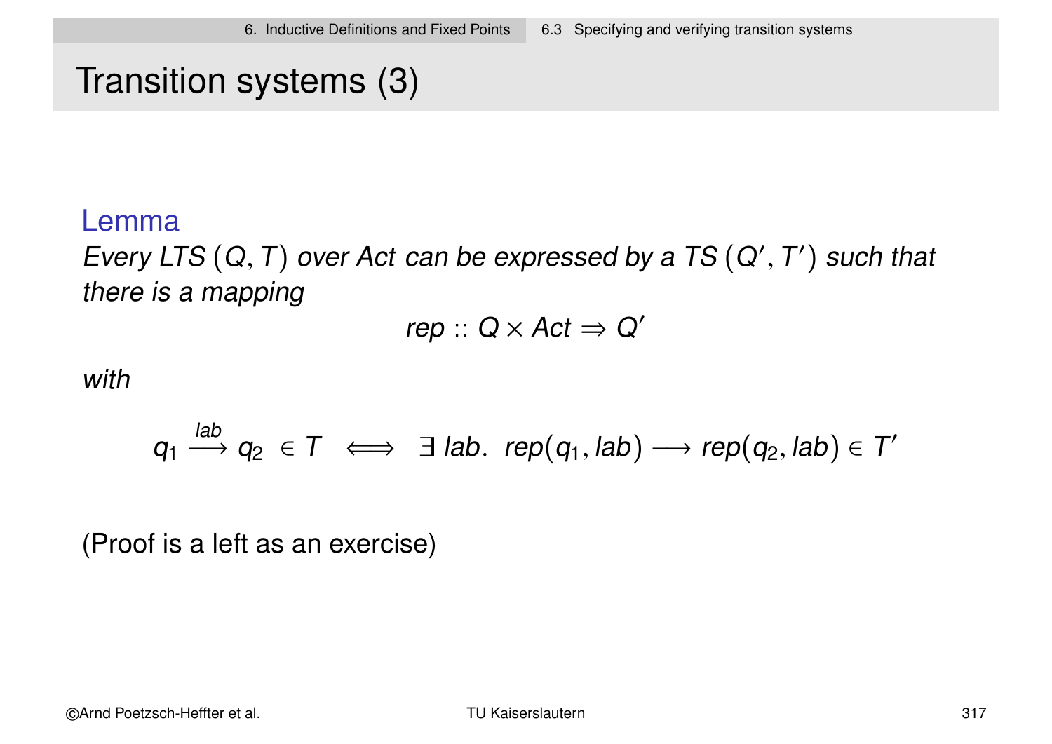# Transition systems (3)

**Lemma**

*Every LTS $(Q, T)$ over Act can be expressed by a TS $(Q', T')$ such that there is a mapping*

$$rep :: Q \times Act \Rightarrow Q'$$

*with*

$$q_1 \xrightarrow{lab} q_2 \in T \iff \exists\, lab.\; rep(q_1, lab) \longrightarrow rep(q_2, lab) \in T'$$

(Proof is a left as an exercise)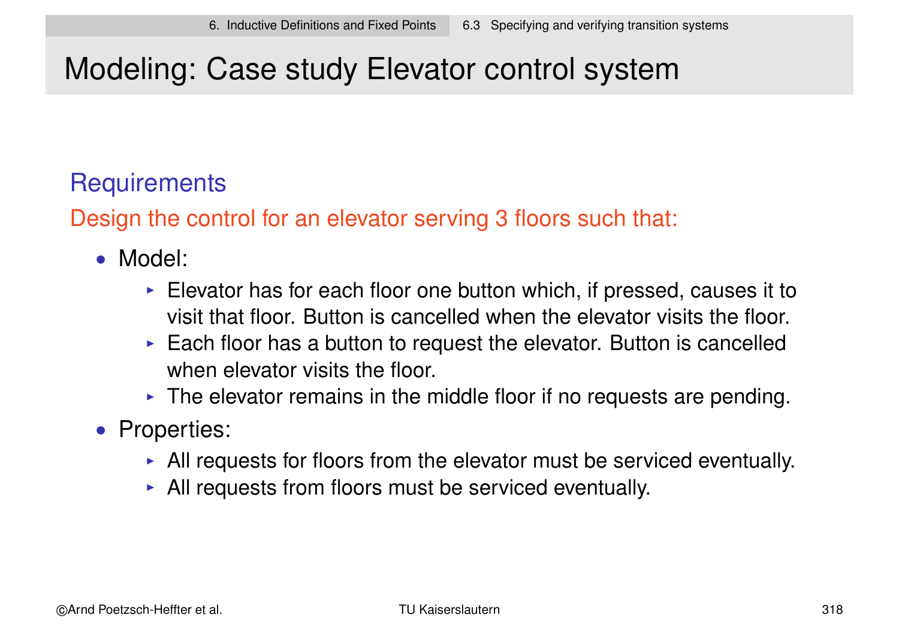# Modeling: Case study Elevator control system

## Requirements

Design the control for an elevator serving 3 floors such that:

- Model:
  - Elevator has for each floor one button which, if pressed, causes it to visit that floor. Button is cancelled when the elevator visits the floor.
  - Each floor has a button to request the elevator. Button is cancelled when elevator visits the floor.
  - The elevator remains in the middle floor if no requests are pending.
- Properties:
  - All requests for floors from the elevator must be serviced eventually.
  - All requests from floors must be serviced eventually.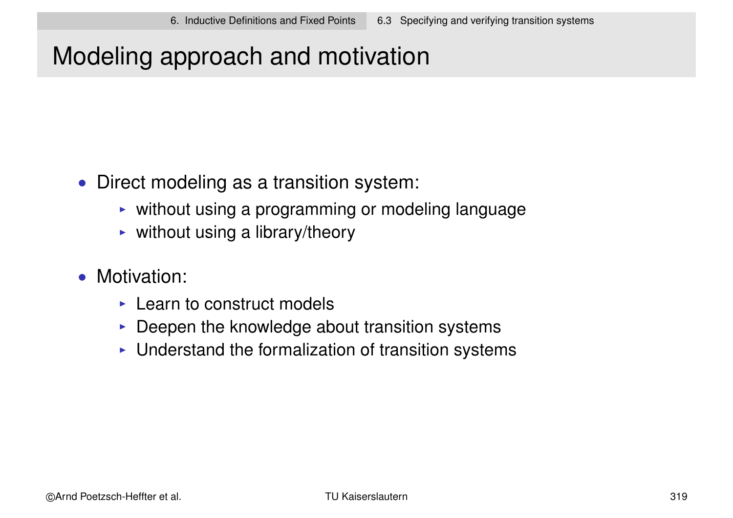# Modeling approach and motivation

- Direct modeling as a transition system:
  - without using a programming or modeling language
  - without using a library/theory
- Motivation:
  - Learn to construct models
  - Deepen the knowledge about transition systems
  - Understand the formalization of transition systems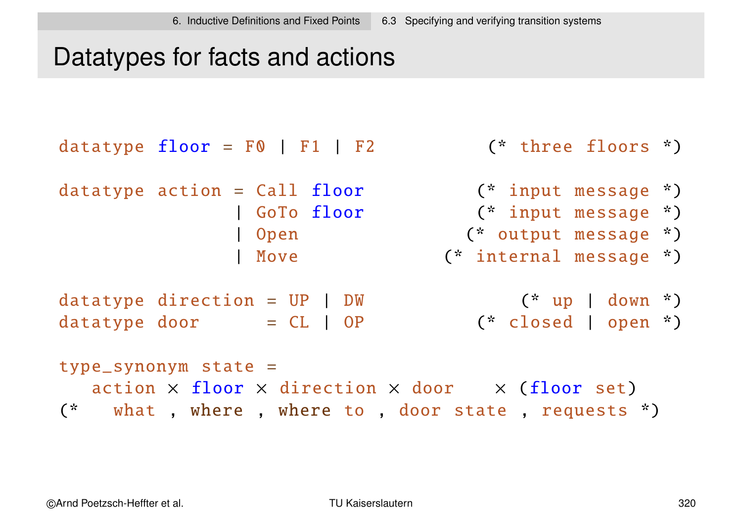# Datatypes for facts and actions

```
datatype floor = F0 | F1 | F2                    (* three floors *)

datatype action = Call floor                     (* input message *)
                | GoTo floor                     (* input message *)
                | Open                           (* output message *)
                | Move                           (* internal message *)

datatype direction = UP | DW                     (* up | down *)
datatype door      = CL | OP                     (* closed | open *)

type_synonym state =
   action × floor × direction × door    × (floor set)
(*   what  , where , where to  , door state , requests *)
```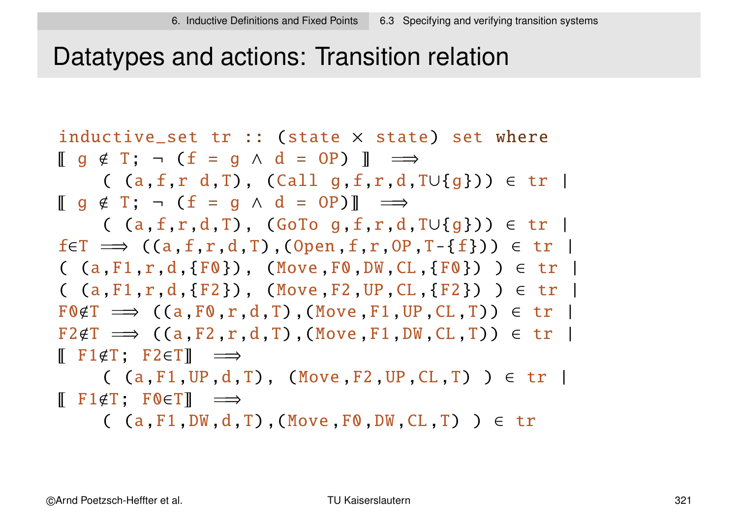# Datatypes and actions: Transition relation

```
inductive_set tr :: (state × state) set where
⟦ g ∉ T; ¬ (f = g ∧ d = OP) ⟧  ⟹
    ( (a,f,r d,T), (Call g,f,r,d,T∪{g})) ∈ tr |
⟦ g ∉ T; ¬ (f = g ∧ d = OP)⟧  ⟹
    ( (a,f,r,d,T), (GoTo g,f,r,d,T∪{g})) ∈ tr |
f∈T ⟹ ((a,f,r,d,T),(Open,f,r,OP,T-{f})) ∈ tr |
( (a,F1,r,d,{F0}), (Move,F0,DW,CL,{F0}) ) ∈ tr |
( (a,F1,r,d,{F2}), (Move,F2,UP,CL,{F2}) ) ∈ tr |
F0∉T ⟹ ((a,F0,r,d,T),(Move,F1,UP,CL,T)) ∈ tr |
F2∉T ⟹ ((a,F2,r,d,T),(Move,F1,DW,CL,T)) ∈ tr |
⟦ F1∉T; F2∈T⟧  ⟹
    ( (a,F1,UP,d,T), (Move,F2,UP,CL,T) ) ∈ tr |
⟦ F1∉T; F0∈T⟧  ⟹
    ( (a,F1,DW,d,T),(Move,F0,DW,CL,T) ) ∈ tr
```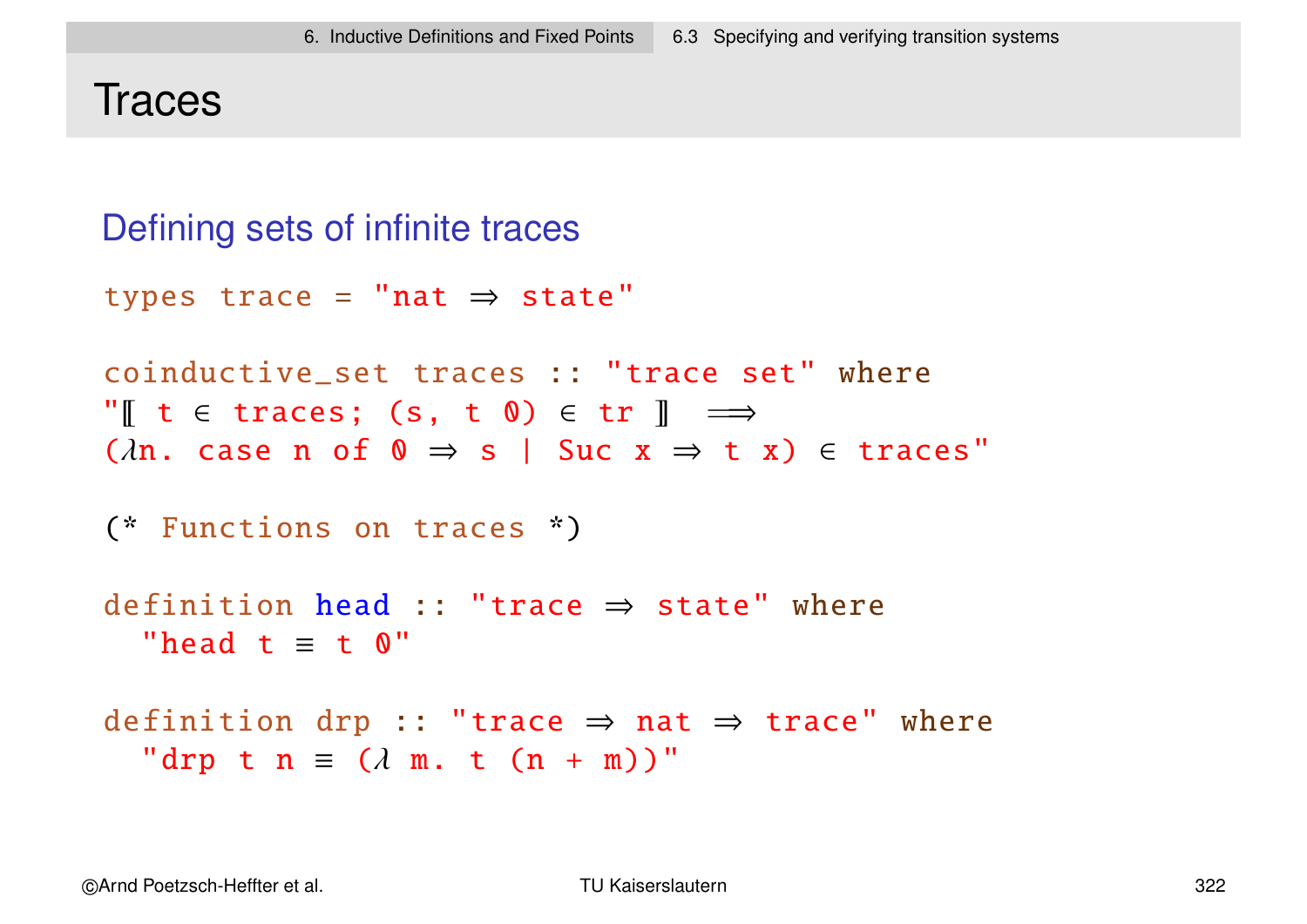# Traces

## Defining sets of infinite traces

```
types trace = "nat ⇒ state"

coinductive_set traces :: "trace set" where
"⟦ t ∈ traces; (s, t 0) ∈ tr ⟧ ⟹
(λn. case n of 0 ⇒ s | Suc x ⇒ t x) ∈ traces"

(* Functions on traces *)

definition head :: "trace ⇒ state" where
  "head t ≡ t 0"

definition drp :: "trace ⇒ nat ⇒ trace" where
  "drp t n ≡ (λ m. t (n + m))"
```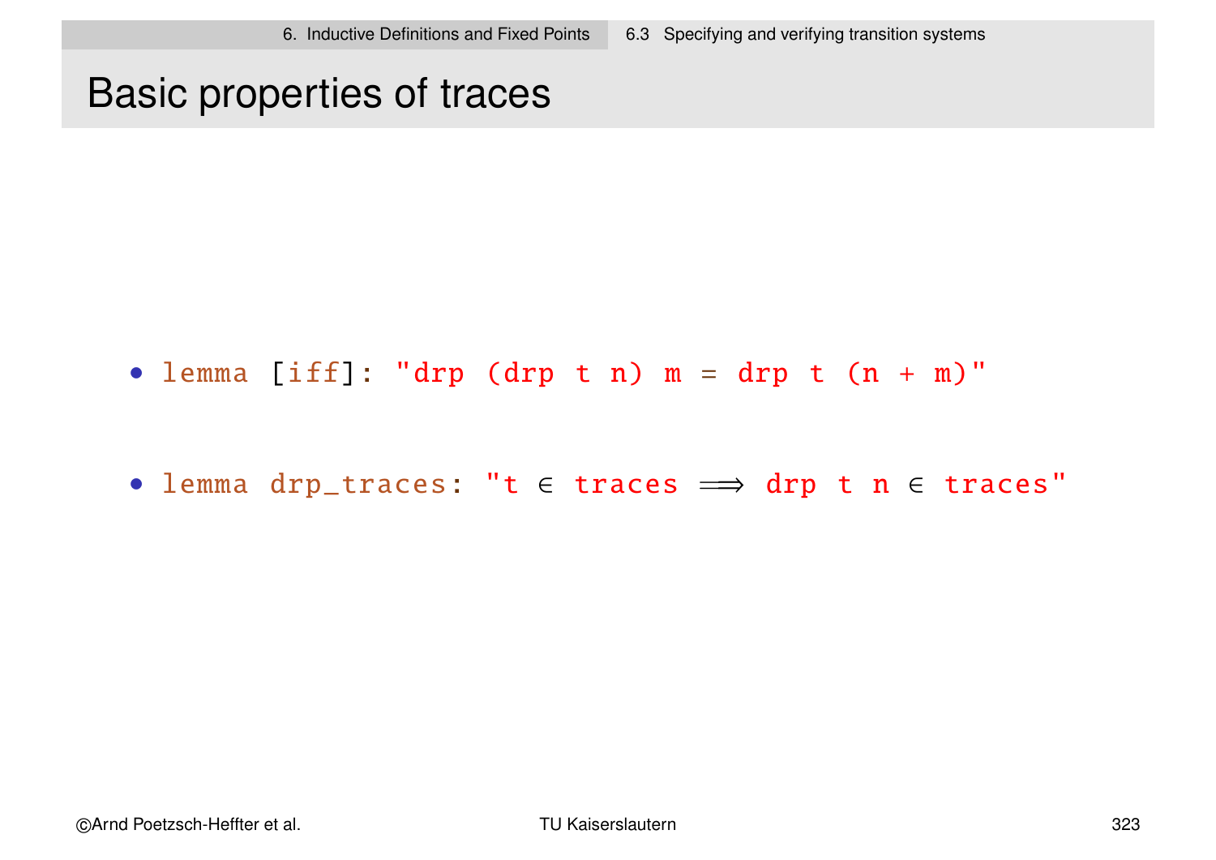# Basic properties of traces

- `lemma [iff]: "drp (drp t n) m = drp t (n + m)"`
- `lemma drp_traces: "t ∈ traces ⟹ drp t n ∈ traces"`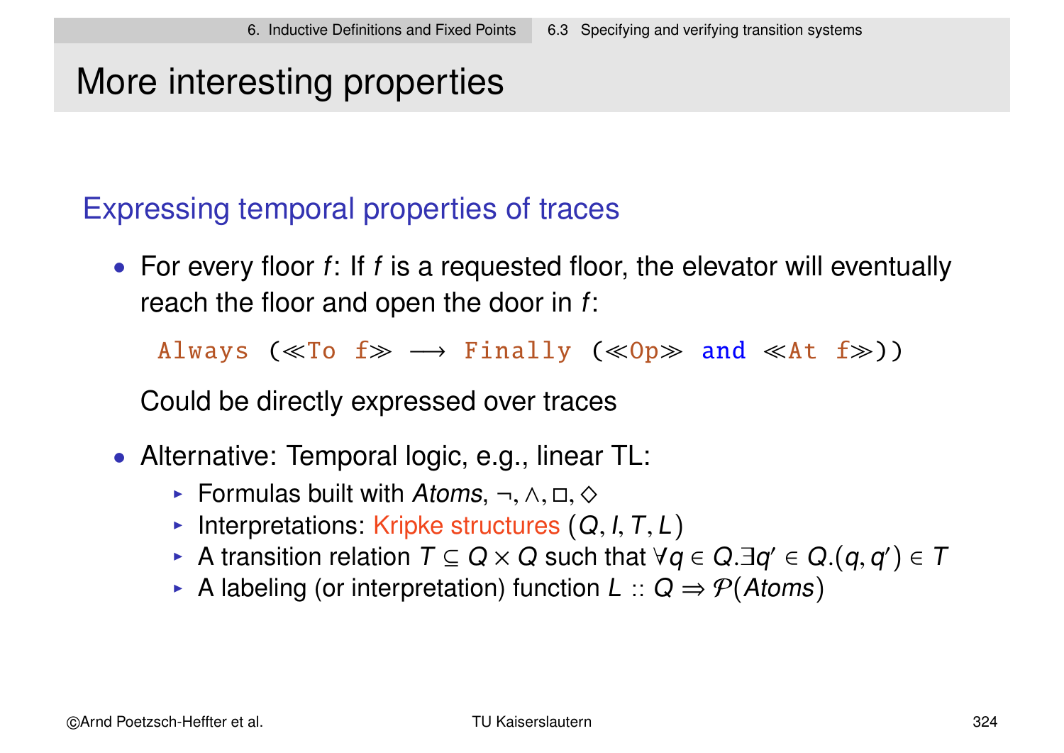# More interesting properties

## Expressing temporal properties of traces

- For every floor $f$: If $f$ is a requested floor, the elevator will eventually reach the floor and open the door in $f$:

  ```
  Always (≪To f≫ ⟶ Finally (≪Op≫ and ≪At f≫))
  ```

  Could be directly expressed over traces

- Alternative: Temporal logic, e.g., linear TL:
  - Formulas built with *Atoms*, $\neg, \wedge, \Box, \Diamond$
  - Interpretations: Kripke structures $(Q, I, T, L)$
  - A transition relation $T \subseteq Q \times Q$ such that $\forall q \in Q. \exists q' \in Q. (q, q') \in T$
  - A labeling (or interpretation) function $L :: Q \Rightarrow \mathcal{P}(Atoms)$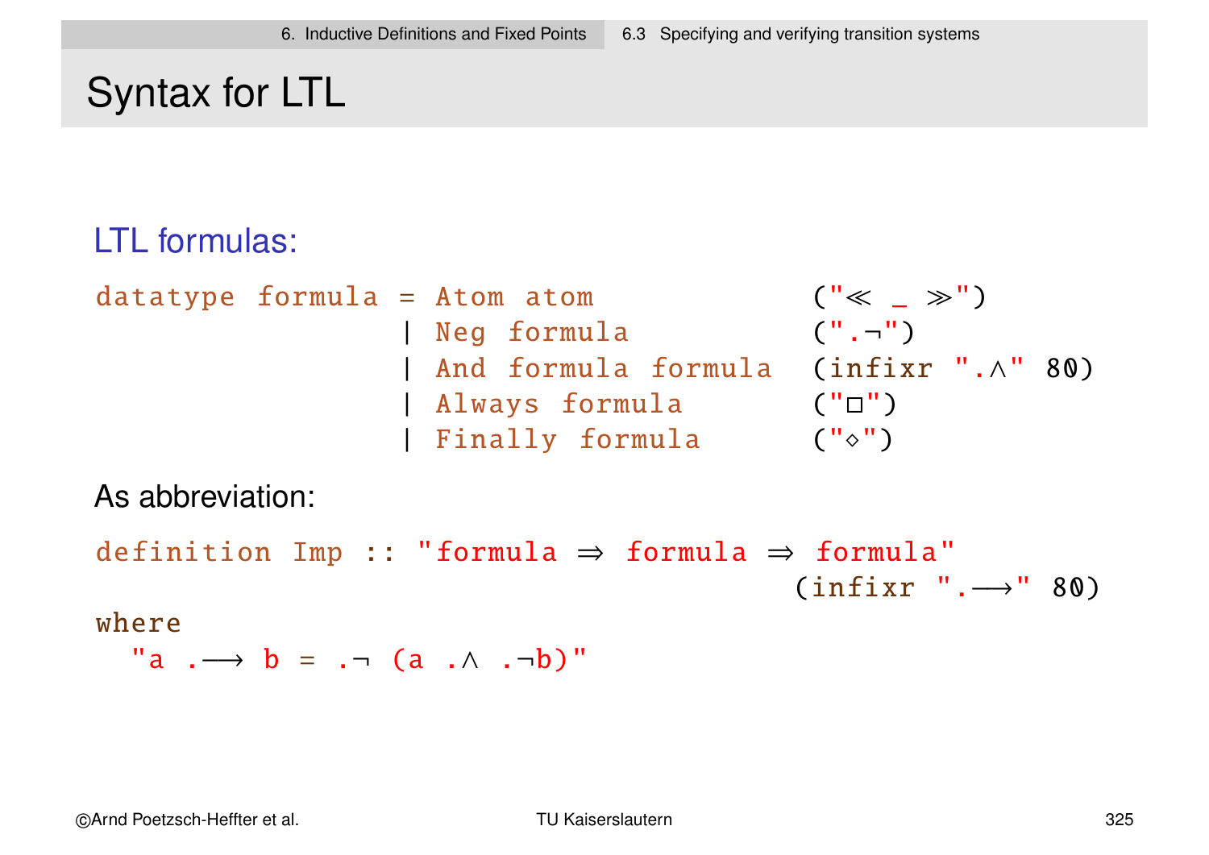# Syntax for LTL

## LTL formulas:

```
datatype formula = Atom atom                  ("≪ _ ≫")
                 | Neg formula                (".¬")
                 | And formula formula        (infixr ".∧" 80)
                 | Always formula             ("□")
                 | Finally formula            ("◇")
```

As abbreviation:

```
definition Imp :: "formula ⇒ formula ⇒ formula"
                                          (infixr ".⟶" 80)
where
  "a .⟶ b = .¬ (a .∧ .¬b)"
```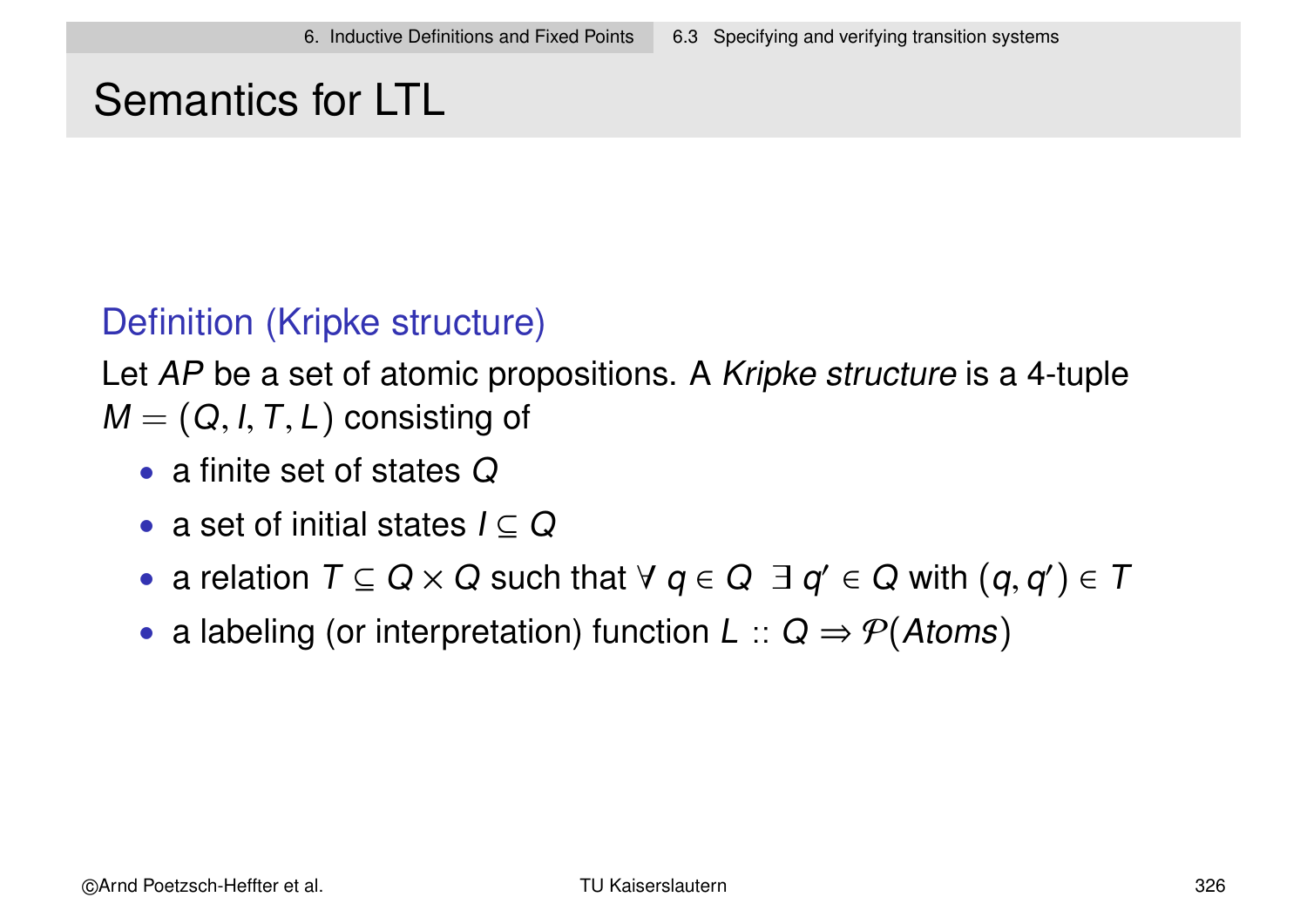# Semantics for LTL

### Definition (Kripke structure)

Let *AP* be a set of atomic propositions. A *Kripke structure* is a 4-tuple $M = (Q, I, T, L)$ consisting of

- a finite set of states $Q$
- a set of initial states $I \subseteq Q$
- a relation $T \subseteq Q \times Q$ such that $\forall\, q \in Q \;\; \exists\, q' \in Q$ with $(q, q') \in T$
- a labeling (or interpretation) function $L :: Q \Rightarrow \mathcal{P}(Atoms)$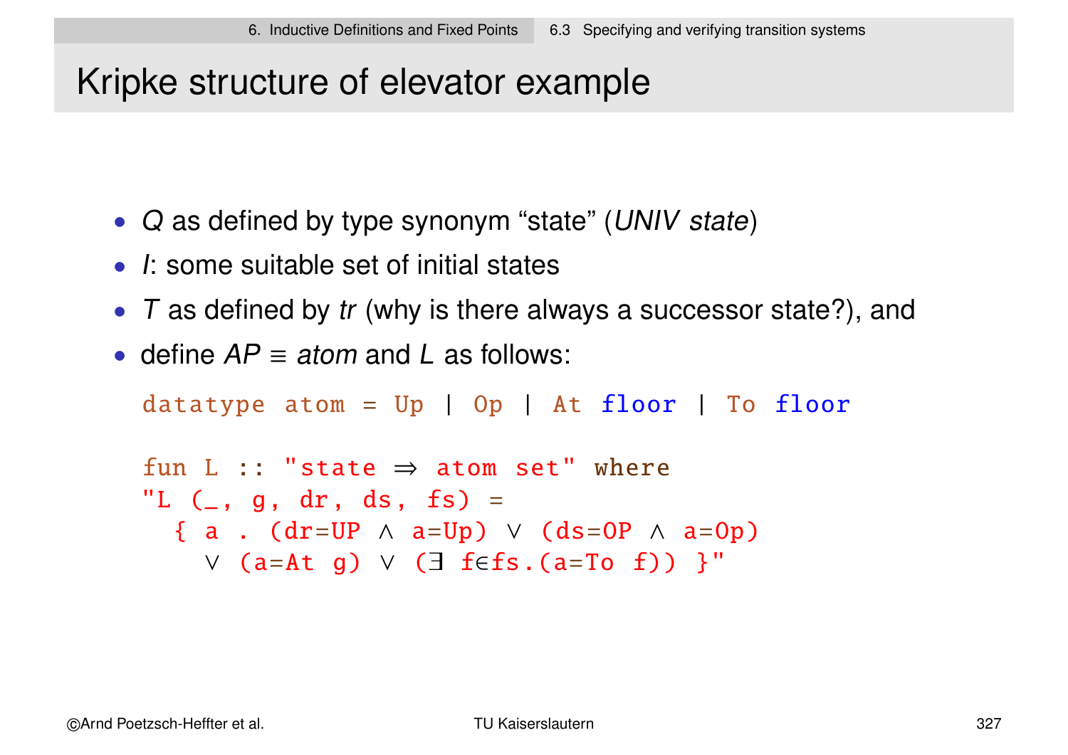# Kripke structure of elevator example

- *Q* as defined by type synonym "state" (*UNIV state*)
- *I*: some suitable set of initial states
- *T* as defined by *tr* (why is there always a successor state?), and
- define *AP* ≡ *atom* and *L* as follows:

```
datatype atom = Up | Op | At floor | To floor

fun L :: "state ⇒ atom set" where
"L (_, g, dr, ds, fs) =
  { a . (dr=UP ∧ a=Up) ∨ (ds=OP ∧ a=Op)
    ∨ (a=At g) ∨ (∃ f∈fs.(a=To f)) }"
```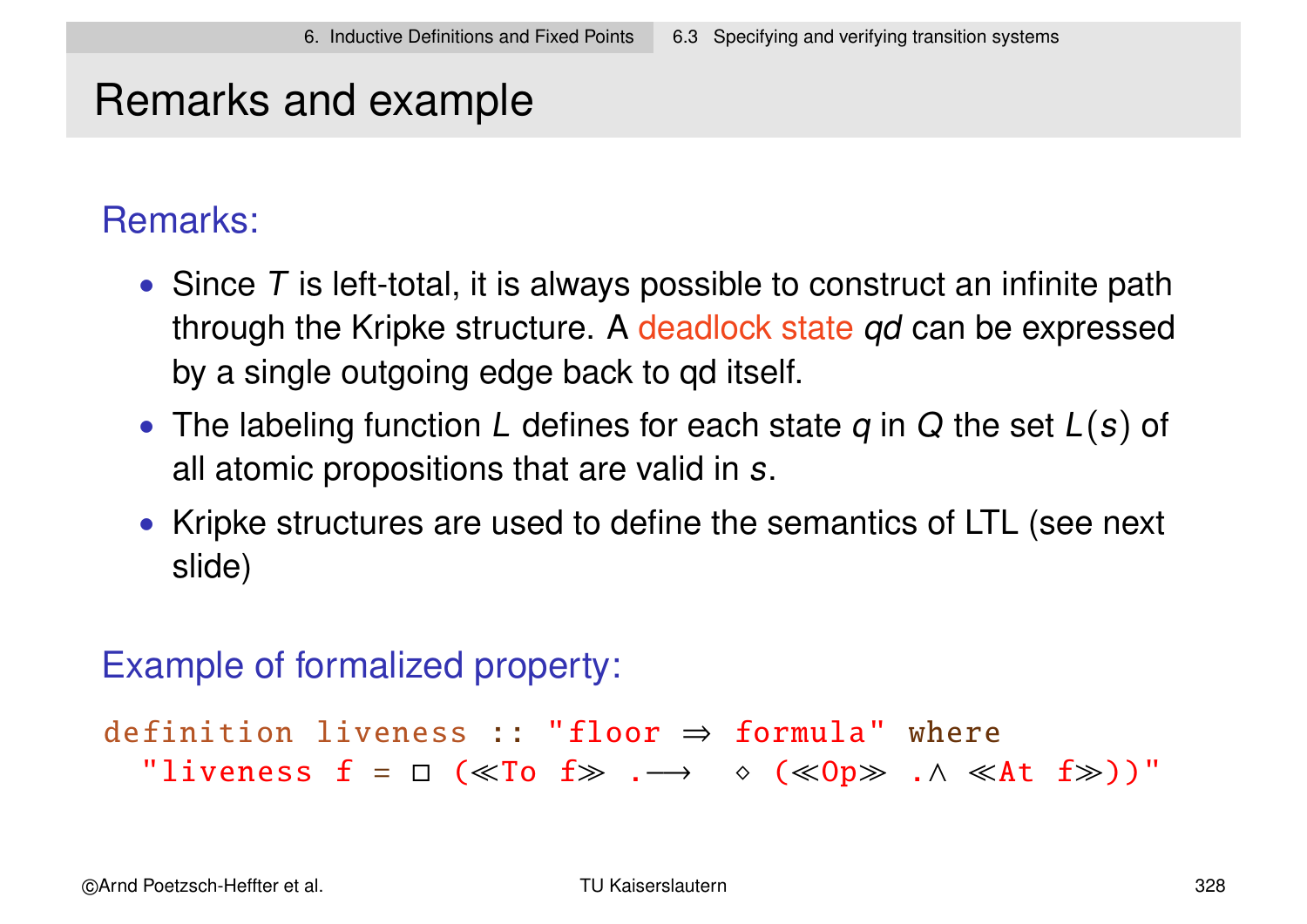# Remarks and example

## Remarks:

- Since $T$ is left-total, it is always possible to construct an infinite path through the Kripke structure. A deadlock state $qd$ can be expressed by a single outgoing edge back to qd itself.
- The labeling function $L$ defines for each state $q$ in $Q$ the set $L(s)$ of all atomic propositions that are valid in $s$.
- Kripke structures are used to define the semantics of LTL (see next slide)

## Example of formalized property:

```
definition liveness :: "floor ⇒ formula" where
  "liveness f = □ («To f» .⟶  ◇ («Op» .∧ «At f»))"
```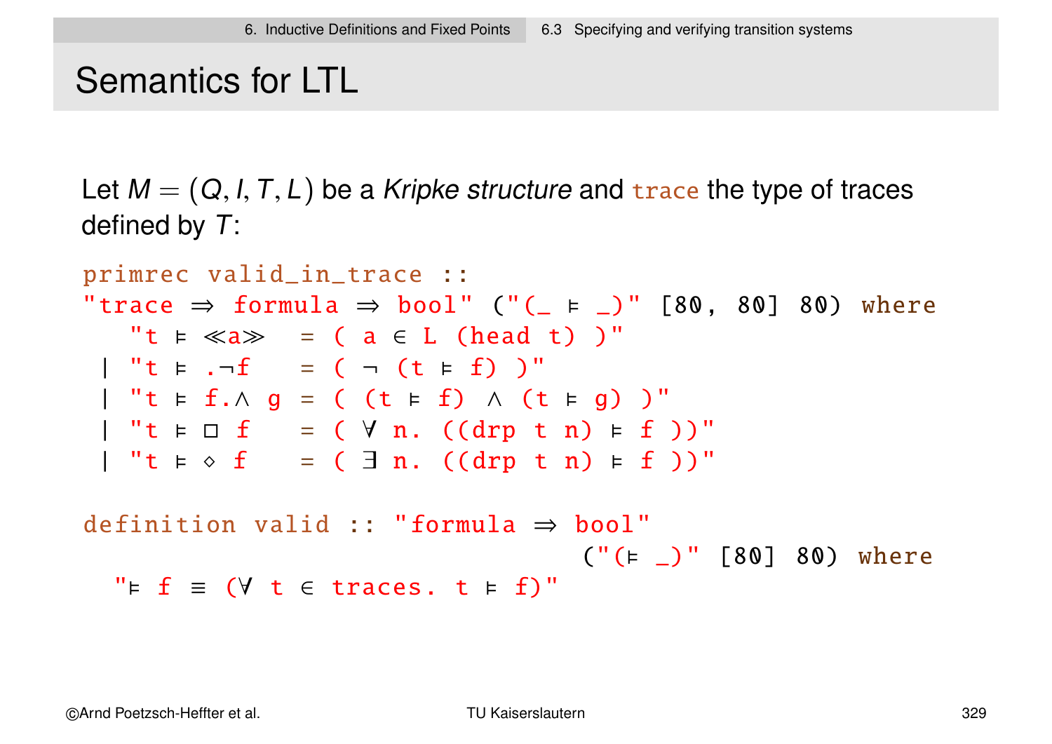# Semantics for LTL

Let $M = (Q, I, T, L)$ be a *Kripke structure* and `trace` the type of traces defined by $T$:

```
primrec valid_in_trace ::
"trace ⇒ formula ⇒ bool" ("(_ ⊨ _)" [80, 80] 80) where
   "t ⊨ ≪a≫   = ( a ∈ L (head t) )"
 | "t ⊨ .¬f   = ( ¬ (t ⊨ f) )"
 | "t ⊨ f.∧ g = ( (t ⊨ f) ∧ (t ⊨ g) )"
 | "t ⊨ □ f   = ( ∀ n. ((drp t n) ⊨ f ))"
 | "t ⊨ ◇ f   = ( ∃ n. ((drp t n) ⊨ f ))"

definition valid :: "formula ⇒ bool"
                                  ("(⊨ _)" [80] 80) where
  "⊨ f ≡ (∀ t ∈ traces. t ⊨ f)"
```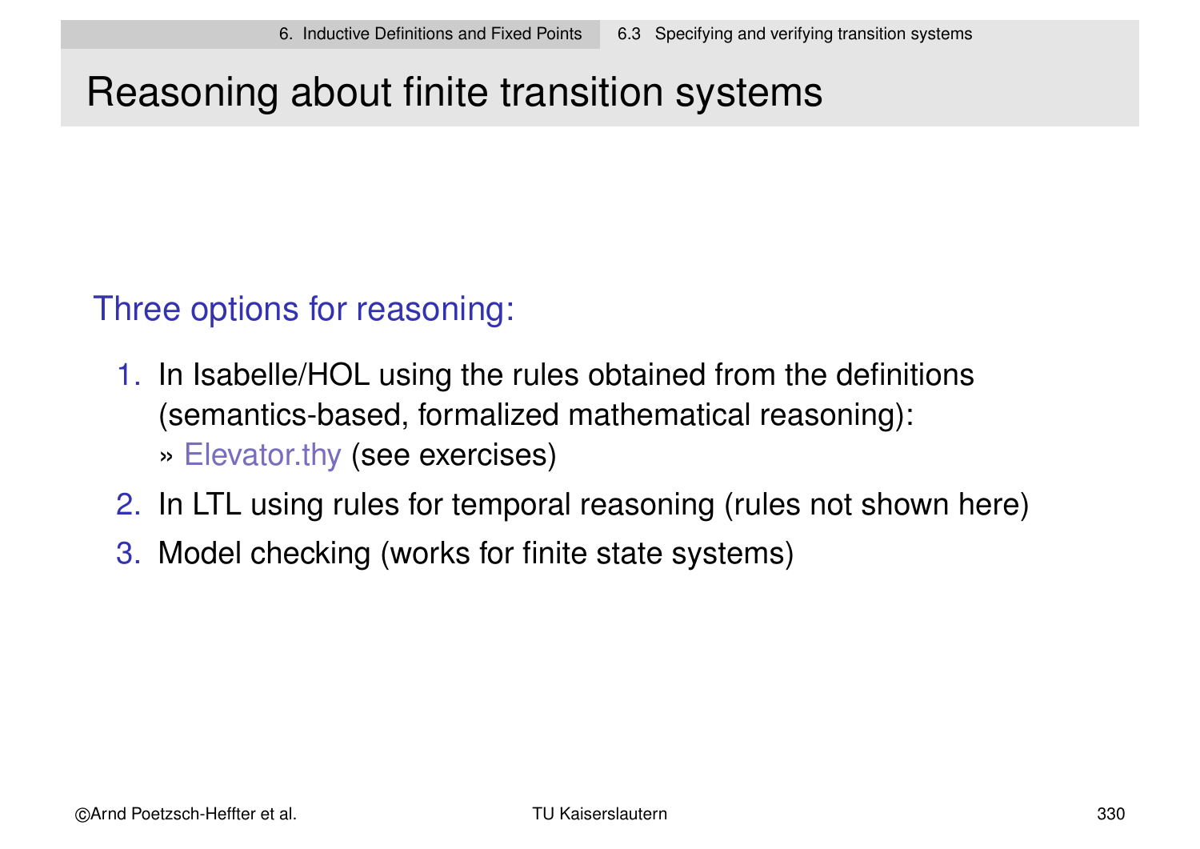# Reasoning about finite transition systems

## Three options for reasoning:

1. In Isabelle/HOL using the rules obtained from the definitions (semantics-based, formalized mathematical reasoning):
   » Elevator.thy (see exercises)
2. In LTL using rules for temporal reasoning (rules not shown here)
3. Model checking (works for finite state systems)